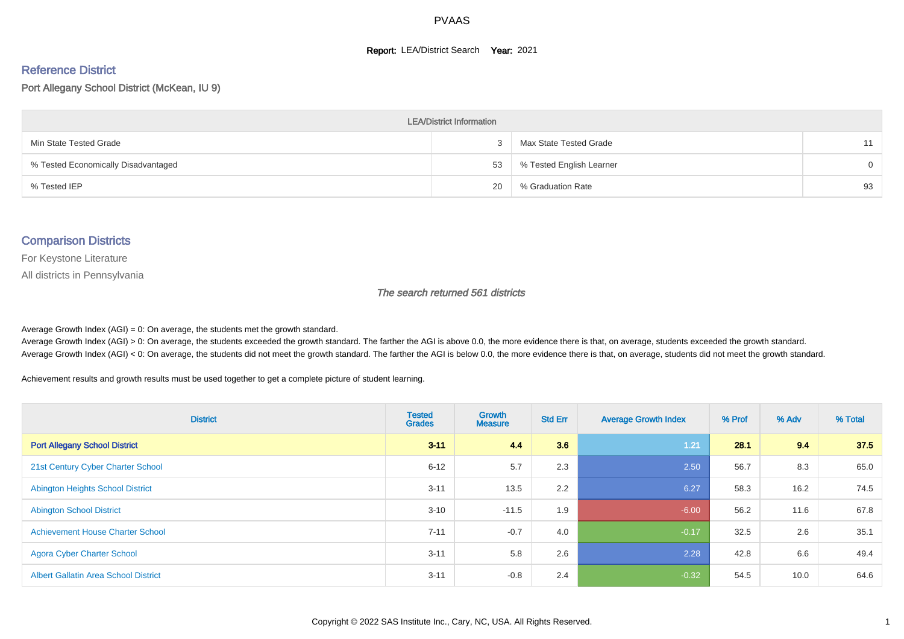# PVAAS

**Report:** LEA/District Search **Year:** 2021

## Reference District

Port Allegany School District (McKean, IU 9)

| LEA/District Information | | | |
|---|---|---|---|
| Min State Tested Grade | 3 | Max State Tested Grade | 11 |
| % Tested Economically Disadvantaged | 53 | % Tested English Learner | 0 |
| % Tested IEP | 20 | % Graduation Rate | 93 |

## Comparison Districts

For Keystone Literature

All districts in Pennsylvania

*The search returned 561 districts*

Average Growth Index (AGI) = 0: On average, the students met the growth standard.
Average Growth Index (AGI) > 0: On average, the students exceeded the growth standard. The farther the AGI is above 0.0, the more evidence there is that, on average, students exceeded the growth standard.
Average Growth Index (AGI) < 0: On average, the students did not meet the growth standard. The farther the AGI is below 0.0, the more evidence there is that, on average, students did not meet the growth standard.

Achievement results and growth results must be used together to get a complete picture of student learning.

| District | Tested Grades | Growth Measure | Std Err | Average Growth Index | % Prof | % Adv | % Total |
|---|---|---|---|---|---|---|---|
| **Port Allegany School District** | **3-11** | **4.4** | **3.6** | **1.21** | **28.1** | **9.4** | **37.5** |
| 21st Century Cyber Charter School | 6-12 | 5.7 | 2.3 | 2.50 | 56.7 | 8.3 | 65.0 |
| Abington Heights School District | 3-11 | 13.5 | 2.2 | 6.27 | 58.3 | 16.2 | 74.5 |
| Abington School District | 3-10 | -11.5 | 1.9 | -6.00 | 56.2 | 11.6 | 67.8 |
| Achievement House Charter School | 7-11 | -0.7 | 4.0 | -0.17 | 32.5 | 2.6 | 35.1 |
| Agora Cyber Charter School | 3-11 | 5.8 | 2.6 | 2.28 | 42.8 | 6.6 | 49.4 |
| Albert Gallatin Area School District | 3-11 | -0.8 | 2.4 | -0.32 | 54.5 | 10.0 | 64.6 |

Copyright © 2022 SAS Institute Inc., Cary, NC, USA. All Rights Reserved.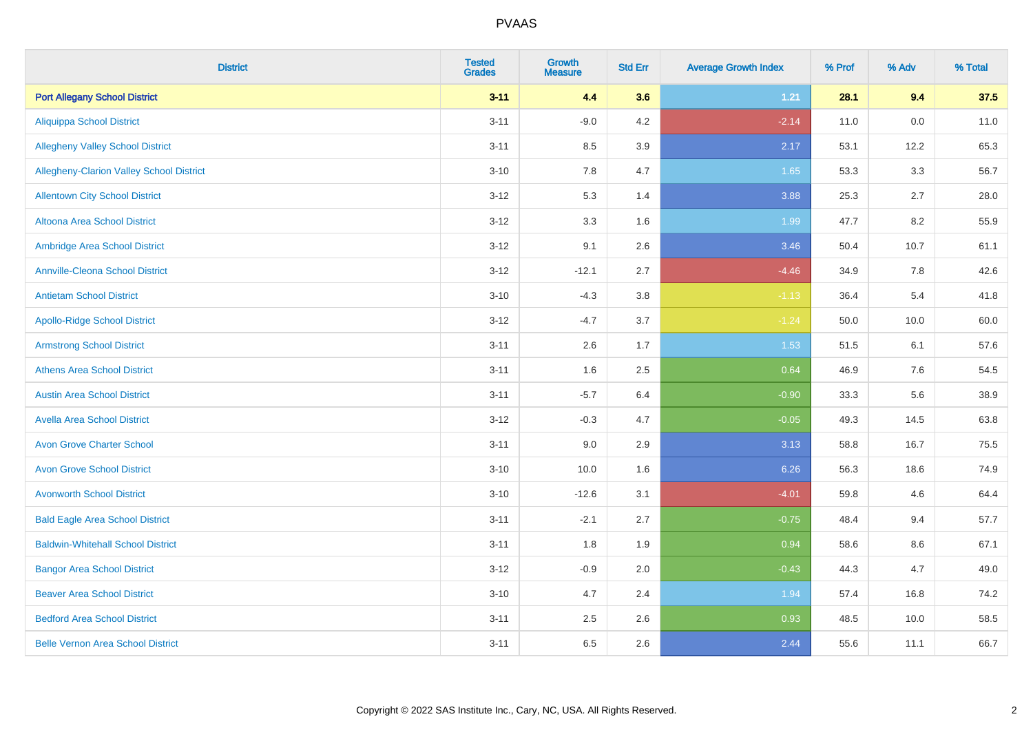# PVAAS

| District | Tested Grades | Growth Measure | Std Err | Average Growth Index | % Prof | % Adv | % Total |
|---|---|---|---|---|---|---|---|
| **Port Allegany School District** | **3-11** | **4.4** | **3.6** | **1.21** | **28.1** | **9.4** | **37.5** |
| Aliquippa School District | 3-11 | -9.0 | 4.2 | -2.14 | 11.0 | 0.0 | 11.0 |
| Allegheny Valley School District | 3-11 | 8.5 | 3.9 | 2.17 | 53.1 | 12.2 | 65.3 |
| Allegheny-Clarion Valley School District | 3-10 | 7.8 | 4.7 | 1.65 | 53.3 | 3.3 | 56.7 |
| Allentown City School District | 3-12 | 5.3 | 1.4 | 3.88 | 25.3 | 2.7 | 28.0 |
| Altoona Area School District | 3-12 | 3.3 | 1.6 | 1.99 | 47.7 | 8.2 | 55.9 |
| Ambridge Area School District | 3-12 | 9.1 | 2.6 | 3.46 | 50.4 | 10.7 | 61.1 |
| Annville-Cleona School District | 3-12 | -12.1 | 2.7 | -4.46 | 34.9 | 7.8 | 42.6 |
| Antietam School District | 3-10 | -4.3 | 3.8 | -1.13 | 36.4 | 5.4 | 41.8 |
| Apollo-Ridge School District | 3-12 | -4.7 | 3.7 | -1.24 | 50.0 | 10.0 | 60.0 |
| Armstrong School District | 3-11 | 2.6 | 1.7 | 1.53 | 51.5 | 6.1 | 57.6 |
| Athens Area School District | 3-11 | 1.6 | 2.5 | 0.64 | 46.9 | 7.6 | 54.5 |
| Austin Area School District | 3-11 | -5.7 | 6.4 | -0.90 | 33.3 | 5.6 | 38.9 |
| Avella Area School District | 3-12 | -0.3 | 4.7 | -0.05 | 49.3 | 14.5 | 63.8 |
| Avon Grove Charter School | 3-11 | 9.0 | 2.9 | 3.13 | 58.8 | 16.7 | 75.5 |
| Avon Grove School District | 3-10 | 10.0 | 1.6 | 6.26 | 56.3 | 18.6 | 74.9 |
| Avonworth School District | 3-10 | -12.6 | 3.1 | -4.01 | 59.8 | 4.6 | 64.4 |
| Bald Eagle Area School District | 3-11 | -2.1 | 2.7 | -0.75 | 48.4 | 9.4 | 57.7 |
| Baldwin-Whitehall School District | 3-11 | 1.8 | 1.9 | 0.94 | 58.6 | 8.6 | 67.1 |
| Bangor Area School District | 3-12 | -0.9 | 2.0 | -0.43 | 44.3 | 4.7 | 49.0 |
| Beaver Area School District | 3-10 | 4.7 | 2.4 | 1.94 | 57.4 | 16.8 | 74.2 |
| Bedford Area School District | 3-11 | 2.5 | 2.6 | 0.93 | 48.5 | 10.0 | 58.5 |
| Belle Vernon Area School District | 3-11 | 6.5 | 2.6 | 2.44 | 55.6 | 11.1 | 66.7 |

Copyright © 2022 SAS Institute Inc., Cary, NC, USA. All Rights Reserved.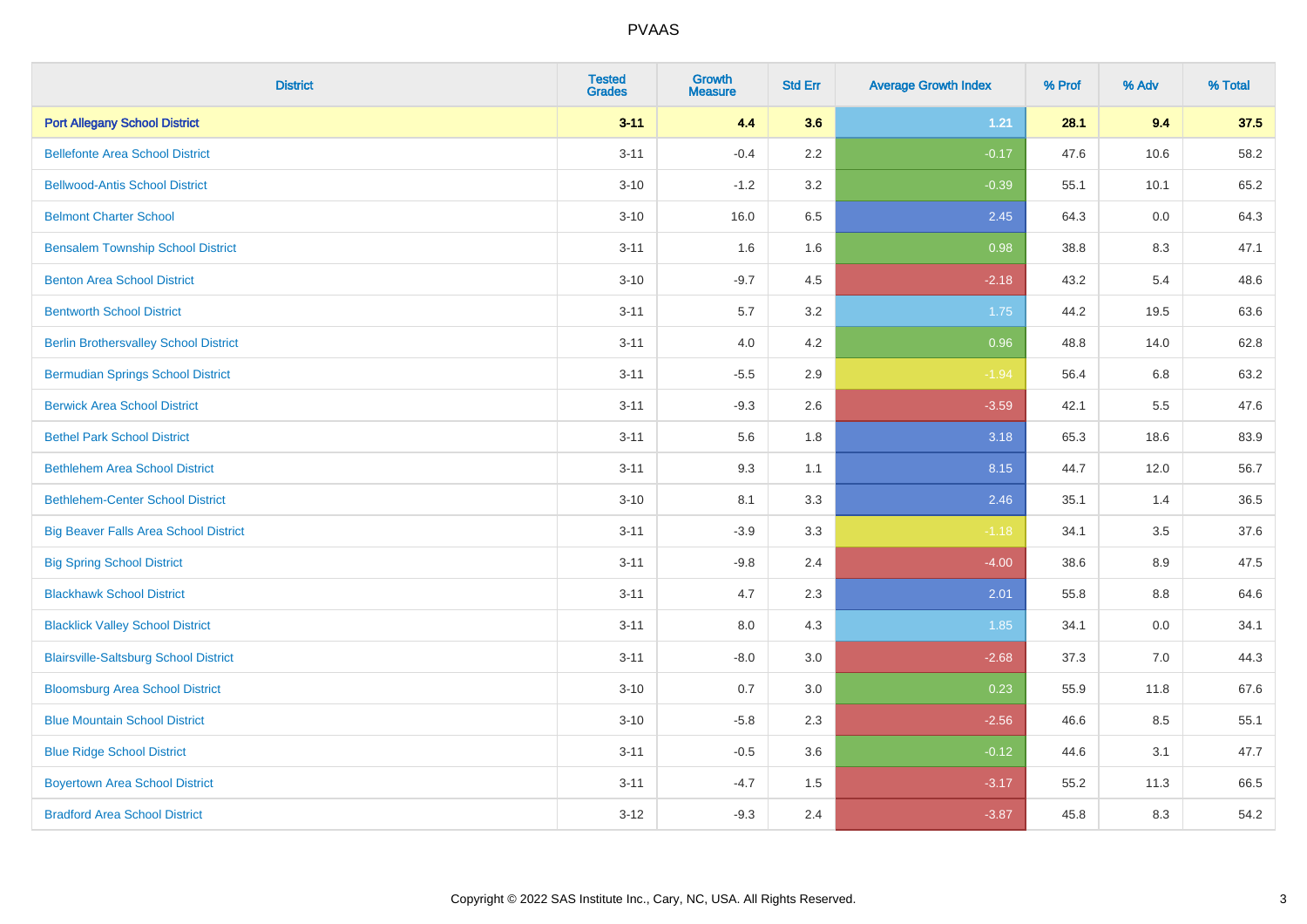| District | Tested Grades | Growth Measure | Std Err | Average Growth Index | % Prof | % Adv | % Total |
|---|---|---|---|---|---|---|---|
| **Port Allegany School District** | **3-11** | **4.4** | **3.6** | **1.21** | **28.1** | **9.4** | **37.5** |
| Bellefonte Area School District | 3-11 | -0.4 | 2.2 | -0.17 | 47.6 | 10.6 | 58.2 |
| Bellwood-Antis School District | 3-10 | -1.2 | 3.2 | -0.39 | 55.1 | 10.1 | 65.2 |
| Belmont Charter School | 3-10 | 16.0 | 6.5 | 2.45 | 64.3 | 0.0 | 64.3 |
| Bensalem Township School District | 3-11 | 1.6 | 1.6 | 0.98 | 38.8 | 8.3 | 47.1 |
| Benton Area School District | 3-10 | -9.7 | 4.5 | -2.18 | 43.2 | 5.4 | 48.6 |
| Bentworth School District | 3-11 | 5.7 | 3.2 | 1.75 | 44.2 | 19.5 | 63.6 |
| Berlin Brothersvalley School District | 3-11 | 4.0 | 4.2 | 0.96 | 48.8 | 14.0 | 62.8 |
| Bermudian Springs School District | 3-11 | -5.5 | 2.9 | -1.94 | 56.4 | 6.8 | 63.2 |
| Berwick Area School District | 3-11 | -9.3 | 2.6 | -3.59 | 42.1 | 5.5 | 47.6 |
| Bethel Park School District | 3-11 | 5.6 | 1.8 | 3.18 | 65.3 | 18.6 | 83.9 |
| Bethlehem Area School District | 3-11 | 9.3 | 1.1 | 8.15 | 44.7 | 12.0 | 56.7 |
| Bethlehem-Center School District | 3-10 | 8.1 | 3.3 | 2.46 | 35.1 | 1.4 | 36.5 |
| Big Beaver Falls Area School District | 3-11 | -3.9 | 3.3 | -1.18 | 34.1 | 3.5 | 37.6 |
| Big Spring School District | 3-11 | -9.8 | 2.4 | -4.00 | 38.6 | 8.9 | 47.5 |
| Blackhawk School District | 3-11 | 4.7 | 2.3 | 2.01 | 55.8 | 8.8 | 64.6 |
| Blacklick Valley School District | 3-11 | 8.0 | 4.3 | 1.85 | 34.1 | 0.0 | 34.1 |
| Blairsville-Saltsburg School District | 3-11 | -8.0 | 3.0 | -2.68 | 37.3 | 7.0 | 44.3 |
| Bloomsburg Area School District | 3-10 | 0.7 | 3.0 | 0.23 | 55.9 | 11.8 | 67.6 |
| Blue Mountain School District | 3-10 | -5.8 | 2.3 | -2.56 | 46.6 | 8.5 | 55.1 |
| Blue Ridge School District | 3-11 | -0.5 | 3.6 | -0.12 | 44.6 | 3.1 | 47.7 |
| Boyertown Area School District | 3-11 | -4.7 | 1.5 | -3.17 | 55.2 | 11.3 | 66.5 |
| Bradford Area School District | 3-12 | -9.3 | 2.4 | -3.87 | 45.8 | 8.3 | 54.2 |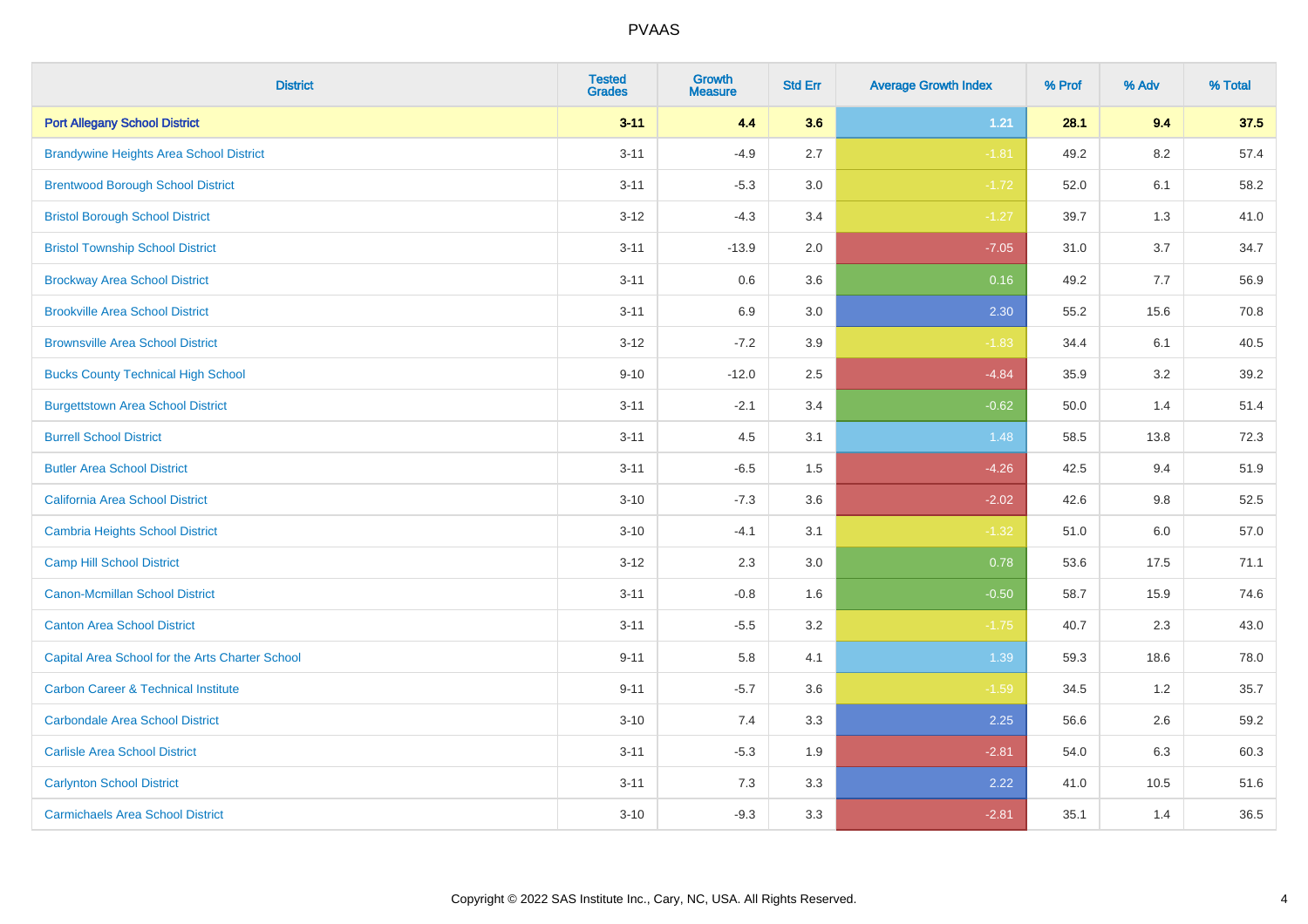| District | Tested Grades | Growth Measure | Std Err | Average Growth Index | % Prof | % Adv | % Total |
|---|---|---|---|---|---|---|---|
| **Port Allegany School District** | **3-11** | **4.4** | **3.6** | **1.21** | **28.1** | **9.4** | **37.5** |
| Brandywine Heights Area School District | 3-11 | -4.9 | 2.7 | -1.81 | 49.2 | 8.2 | 57.4 |
| Brentwood Borough School District | 3-11 | -5.3 | 3.0 | -1.72 | 52.0 | 6.1 | 58.2 |
| Bristol Borough School District | 3-12 | -4.3 | 3.4 | -1.27 | 39.7 | 1.3 | 41.0 |
| Bristol Township School District | 3-11 | -13.9 | 2.0 | -7.05 | 31.0 | 3.7 | 34.7 |
| Brockway Area School District | 3-11 | 0.6 | 3.6 | 0.16 | 49.2 | 7.7 | 56.9 |
| Brookville Area School District | 3-11 | 6.9 | 3.0 | 2.30 | 55.2 | 15.6 | 70.8 |
| Brownsville Area School District | 3-12 | -7.2 | 3.9 | -1.83 | 34.4 | 6.1 | 40.5 |
| Bucks County Technical High School | 9-10 | -12.0 | 2.5 | -4.84 | 35.9 | 3.2 | 39.2 |
| Burgettstown Area School District | 3-11 | -2.1 | 3.4 | -0.62 | 50.0 | 1.4 | 51.4 |
| Burrell School District | 3-11 | 4.5 | 3.1 | 1.48 | 58.5 | 13.8 | 72.3 |
| Butler Area School District | 3-11 | -6.5 | 1.5 | -4.26 | 42.5 | 9.4 | 51.9 |
| California Area School District | 3-10 | -7.3 | 3.6 | -2.02 | 42.6 | 9.8 | 52.5 |
| Cambria Heights School District | 3-10 | -4.1 | 3.1 | -1.32 | 51.0 | 6.0 | 57.0 |
| Camp Hill School District | 3-12 | 2.3 | 3.0 | 0.78 | 53.6 | 17.5 | 71.1 |
| Canon-Mcmillan School District | 3-11 | -0.8 | 1.6 | -0.50 | 58.7 | 15.9 | 74.6 |
| Canton Area School District | 3-11 | -5.5 | 3.2 | -1.75 | 40.7 | 2.3 | 43.0 |
| Capital Area School for the Arts Charter School | 9-11 | 5.8 | 4.1 | 1.39 | 59.3 | 18.6 | 78.0 |
| Carbon Career & Technical Institute | 9-11 | -5.7 | 3.6 | -1.59 | 34.5 | 1.2 | 35.7 |
| Carbondale Area School District | 3-10 | 7.4 | 3.3 | 2.25 | 56.6 | 2.6 | 59.2 |
| Carlisle Area School District | 3-11 | -5.3 | 1.9 | -2.81 | 54.0 | 6.3 | 60.3 |
| Carlynton School District | 3-11 | 7.3 | 3.3 | 2.22 | 41.0 | 10.5 | 51.6 |
| Carmichaels Area School District | 3-10 | -9.3 | 3.3 | -2.81 | 35.1 | 1.4 | 36.5 |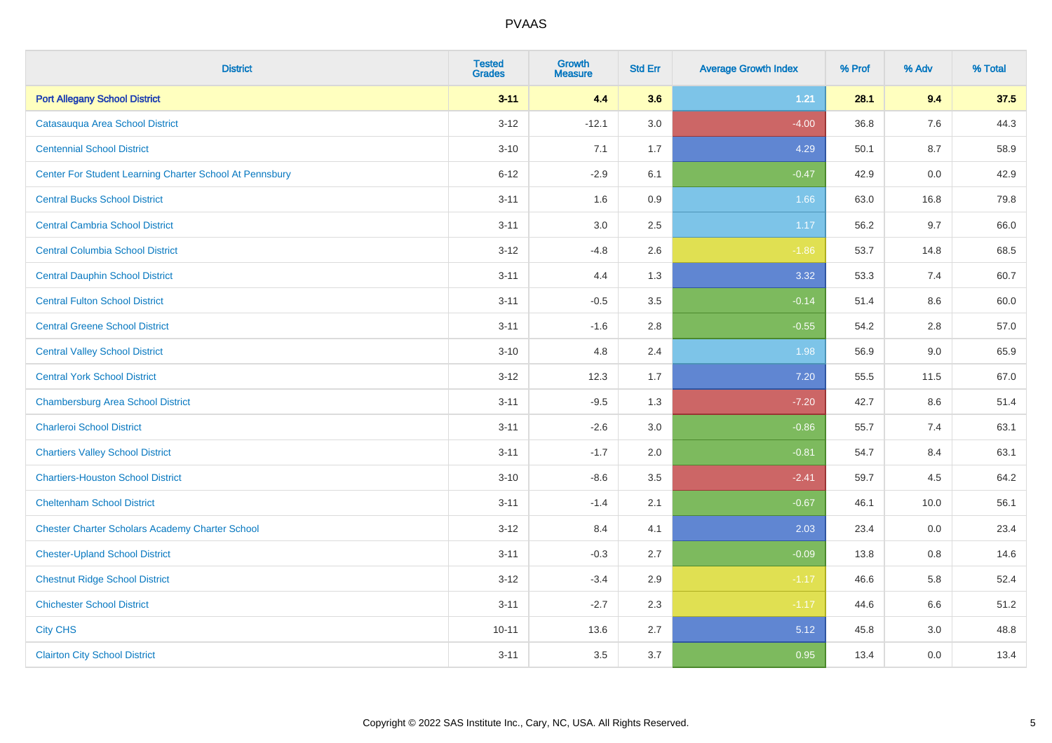| District | Tested Grades | Growth Measure | Std Err | Average Growth Index | % Prof | % Adv | % Total |
|---|---|---|---|---|---|---|---|
| **Port Allegany School District** | **3-11** | **4.4** | **3.6** | **1.21** | **28.1** | **9.4** | **37.5** |
| Catasauqua Area School District | 3-12 | -12.1 | 3.0 | -4.00 | 36.8 | 7.6 | 44.3 |
| Centennial School District | 3-10 | 7.1 | 1.7 | 4.29 | 50.1 | 8.7 | 58.9 |
| Center For Student Learning Charter School At Pennsbury | 6-12 | -2.9 | 6.1 | -0.47 | 42.9 | 0.0 | 42.9 |
| Central Bucks School District | 3-11 | 1.6 | 0.9 | 1.66 | 63.0 | 16.8 | 79.8 |
| Central Cambria School District | 3-11 | 3.0 | 2.5 | 1.17 | 56.2 | 9.7 | 66.0 |
| Central Columbia School District | 3-12 | -4.8 | 2.6 | -1.86 | 53.7 | 14.8 | 68.5 |
| Central Dauphin School District | 3-11 | 4.4 | 1.3 | 3.32 | 53.3 | 7.4 | 60.7 |
| Central Fulton School District | 3-11 | -0.5 | 3.5 | -0.14 | 51.4 | 8.6 | 60.0 |
| Central Greene School District | 3-11 | -1.6 | 2.8 | -0.55 | 54.2 | 2.8 | 57.0 |
| Central Valley School District | 3-10 | 4.8 | 2.4 | 1.98 | 56.9 | 9.0 | 65.9 |
| Central York School District | 3-12 | 12.3 | 1.7 | 7.20 | 55.5 | 11.5 | 67.0 |
| Chambersburg Area School District | 3-11 | -9.5 | 1.3 | -7.20 | 42.7 | 8.6 | 51.4 |
| Charleroi School District | 3-11 | -2.6 | 3.0 | -0.86 | 55.7 | 7.4 | 63.1 |
| Chartiers Valley School District | 3-11 | -1.7 | 2.0 | -0.81 | 54.7 | 8.4 | 63.1 |
| Chartiers-Houston School District | 3-10 | -8.6 | 3.5 | -2.41 | 59.7 | 4.5 | 64.2 |
| Cheltenham School District | 3-11 | -1.4 | 2.1 | -0.67 | 46.1 | 10.0 | 56.1 |
| Chester Charter Scholars Academy Charter School | 3-12 | 8.4 | 4.1 | 2.03 | 23.4 | 0.0 | 23.4 |
| Chester-Upland School District | 3-11 | -0.3 | 2.7 | -0.09 | 13.8 | 0.8 | 14.6 |
| Chestnut Ridge School District | 3-12 | -3.4 | 2.9 | -1.17 | 46.6 | 5.8 | 52.4 |
| Chichester School District | 3-11 | -2.7 | 2.3 | -1.17 | 44.6 | 6.6 | 51.2 |
| City CHS | 10-11 | 13.6 | 2.7 | 5.12 | 45.8 | 3.0 | 48.8 |
| Clairton City School District | 3-11 | 3.5 | 3.7 | 0.95 | 13.4 | 0.0 | 13.4 |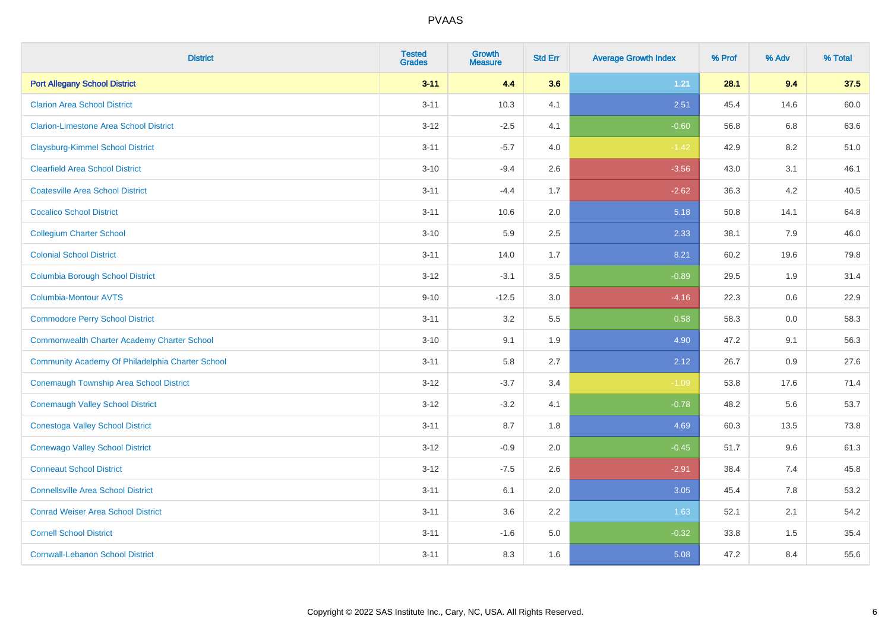| District | Tested Grades | Growth Measure | Std Err | Average Growth Index | % Prof | % Adv | % Total |
|---|---|---|---|---|---|---|---|
| **Port Allegany School District** | **3-11** | **4.4** | **3.6** | **1.21** | **28.1** | **9.4** | **37.5** |
| Clarion Area School District | 3-11 | 10.3 | 4.1 | 2.51 | 45.4 | 14.6 | 60.0 |
| Clarion-Limestone Area School District | 3-12 | -2.5 | 4.1 | -0.60 | 56.8 | 6.8 | 63.6 |
| Claysburg-Kimmel School District | 3-11 | -5.7 | 4.0 | -1.42 | 42.9 | 8.2 | 51.0 |
| Clearfield Area School District | 3-10 | -9.4 | 2.6 | -3.56 | 43.0 | 3.1 | 46.1 |
| Coatesville Area School District | 3-11 | -4.4 | 1.7 | -2.62 | 36.3 | 4.2 | 40.5 |
| Cocalico School District | 3-11 | 10.6 | 2.0 | 5.18 | 50.8 | 14.1 | 64.8 |
| Collegium Charter School | 3-10 | 5.9 | 2.5 | 2.33 | 38.1 | 7.9 | 46.0 |
| Colonial School District | 3-11 | 14.0 | 1.7 | 8.21 | 60.2 | 19.6 | 79.8 |
| Columbia Borough School District | 3-12 | -3.1 | 3.5 | -0.89 | 29.5 | 1.9 | 31.4 |
| Columbia-Montour AVTS | 9-10 | -12.5 | 3.0 | -4.16 | 22.3 | 0.6 | 22.9 |
| Commodore Perry School District | 3-11 | 3.2 | 5.5 | 0.58 | 58.3 | 0.0 | 58.3 |
| Commonwealth Charter Academy Charter School | 3-10 | 9.1 | 1.9 | 4.90 | 47.2 | 9.1 | 56.3 |
| Community Academy Of Philadelphia Charter School | 3-11 | 5.8 | 2.7 | 2.12 | 26.7 | 0.9 | 27.6 |
| Conemaugh Township Area School District | 3-12 | -3.7 | 3.4 | -1.09 | 53.8 | 17.6 | 71.4 |
| Conemaugh Valley School District | 3-12 | -3.2 | 4.1 | -0.78 | 48.2 | 5.6 | 53.7 |
| Conestoga Valley School District | 3-11 | 8.7 | 1.8 | 4.69 | 60.3 | 13.5 | 73.8 |
| Conewago Valley School District | 3-12 | -0.9 | 2.0 | -0.45 | 51.7 | 9.6 | 61.3 |
| Conneaut School District | 3-12 | -7.5 | 2.6 | -2.91 | 38.4 | 7.4 | 45.8 |
| Connellsville Area School District | 3-11 | 6.1 | 2.0 | 3.05 | 45.4 | 7.8 | 53.2 |
| Conrad Weiser Area School District | 3-11 | 3.6 | 2.2 | 1.63 | 52.1 | 2.1 | 54.2 |
| Cornell School District | 3-11 | -1.6 | 5.0 | -0.32 | 33.8 | 1.5 | 35.4 |
| Cornwall-Lebanon School District | 3-11 | 8.3 | 1.6 | 5.08 | 47.2 | 8.4 | 55.6 |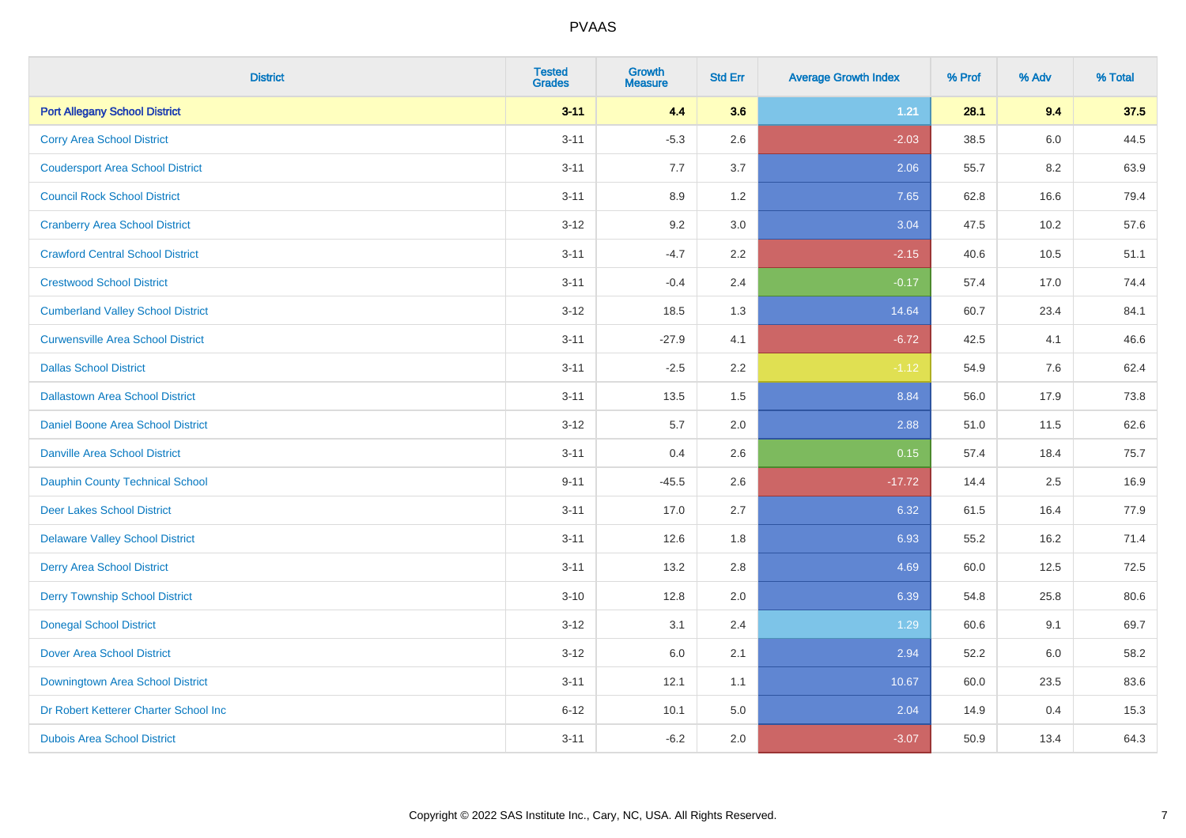# PVAAS

| District | Tested Grades | Growth Measure | Std Err | Average Growth Index | % Prof | % Adv | % Total |
|---|---|---|---|---|---|---|---|
| **Port Allegany School District** | **3-11** | **4.4** | **3.6** | **1.21** | **28.1** | **9.4** | **37.5** |
| Corry Area School District | 3-11 | -5.3 | 2.6 | -2.03 | 38.5 | 6.0 | 44.5 |
| Coudersport Area School District | 3-11 | 7.7 | 3.7 | 2.06 | 55.7 | 8.2 | 63.9 |
| Council Rock School District | 3-11 | 8.9 | 1.2 | 7.65 | 62.8 | 16.6 | 79.4 |
| Cranberry Area School District | 3-12 | 9.2 | 3.0 | 3.04 | 47.5 | 10.2 | 57.6 |
| Crawford Central School District | 3-11 | -4.7 | 2.2 | -2.15 | 40.6 | 10.5 | 51.1 |
| Crestwood School District | 3-11 | -0.4 | 2.4 | -0.17 | 57.4 | 17.0 | 74.4 |
| Cumberland Valley School District | 3-12 | 18.5 | 1.3 | 14.64 | 60.7 | 23.4 | 84.1 |
| Curwensville Area School District | 3-11 | -27.9 | 4.1 | -6.72 | 42.5 | 4.1 | 46.6 |
| Dallas School District | 3-11 | -2.5 | 2.2 | -1.12 | 54.9 | 7.6 | 62.4 |
| Dallastown Area School District | 3-11 | 13.5 | 1.5 | 8.84 | 56.0 | 17.9 | 73.8 |
| Daniel Boone Area School District | 3-12 | 5.7 | 2.0 | 2.88 | 51.0 | 11.5 | 62.6 |
| Danville Area School District | 3-11 | 0.4 | 2.6 | 0.15 | 57.4 | 18.4 | 75.7 |
| Dauphin County Technical School | 9-11 | -45.5 | 2.6 | -17.72 | 14.4 | 2.5 | 16.9 |
| Deer Lakes School District | 3-11 | 17.0 | 2.7 | 6.32 | 61.5 | 16.4 | 77.9 |
| Delaware Valley School District | 3-11 | 12.6 | 1.8 | 6.93 | 55.2 | 16.2 | 71.4 |
| Derry Area School District | 3-11 | 13.2 | 2.8 | 4.69 | 60.0 | 12.5 | 72.5 |
| Derry Township School District | 3-10 | 12.8 | 2.0 | 6.39 | 54.8 | 25.8 | 80.6 |
| Donegal School District | 3-12 | 3.1 | 2.4 | 1.29 | 60.6 | 9.1 | 69.7 |
| Dover Area School District | 3-12 | 6.0 | 2.1 | 2.94 | 52.2 | 6.0 | 58.2 |
| Downingtown Area School District | 3-11 | 12.1 | 1.1 | 10.67 | 60.0 | 23.5 | 83.6 |
| Dr Robert Ketterer Charter School Inc | 6-12 | 10.1 | 5.0 | 2.04 | 14.9 | 0.4 | 15.3 |
| Dubois Area School District | 3-11 | -6.2 | 2.0 | -3.07 | 50.9 | 13.4 | 64.3 |

Copyright © 2022 SAS Institute Inc., Cary, NC, USA. All Rights Reserved.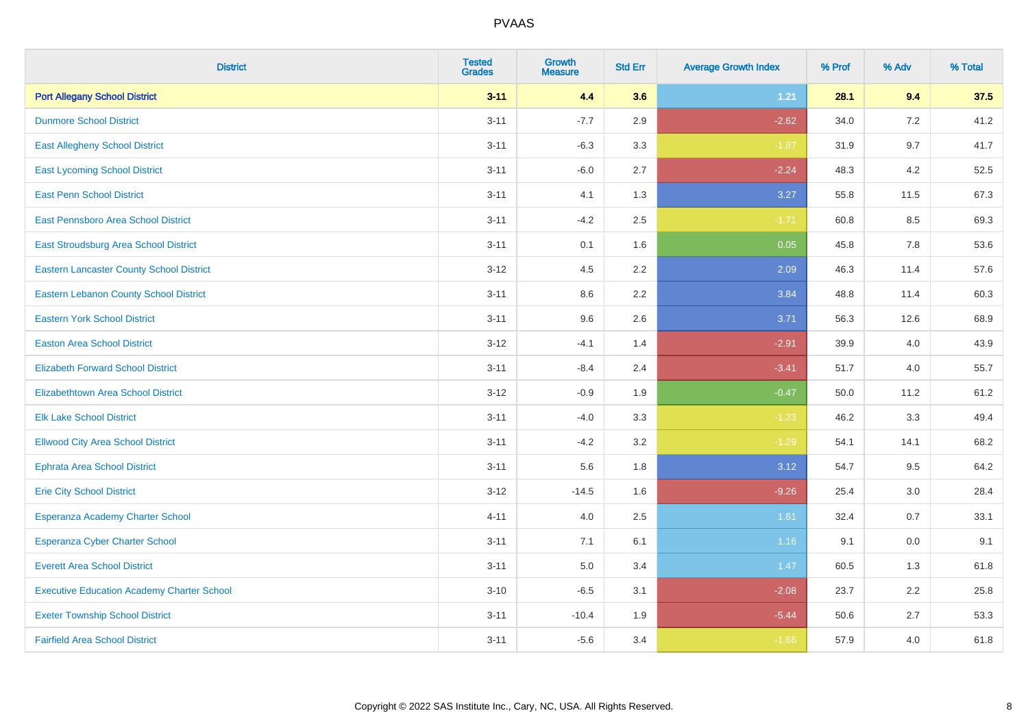# PVAAS

| District | Tested Grades | Growth Measure | Std Err | Average Growth Index | % Prof | % Adv | % Total |
|---|---|---|---|---|---|---|---|
| **Port Allegany School District** | **3-11** | **4.4** | **3.6** | **1.21** | **28.1** | **9.4** | **37.5** |
| Dunmore School District | 3-11 | -7.7 | 2.9 | -2.62 | 34.0 | 7.2 | 41.2 |
| East Allegheny School District | 3-11 | -6.3 | 3.3 | -1.87 | 31.9 | 9.7 | 41.7 |
| East Lycoming School District | 3-11 | -6.0 | 2.7 | -2.24 | 48.3 | 4.2 | 52.5 |
| East Penn School District | 3-11 | 4.1 | 1.3 | 3.27 | 55.8 | 11.5 | 67.3 |
| East Pennsboro Area School District | 3-11 | -4.2 | 2.5 | -1.71 | 60.8 | 8.5 | 69.3 |
| East Stroudsburg Area School District | 3-11 | 0.1 | 1.6 | 0.05 | 45.8 | 7.8 | 53.6 |
| Eastern Lancaster County School District | 3-12 | 4.5 | 2.2 | 2.09 | 46.3 | 11.4 | 57.6 |
| Eastern Lebanon County School District | 3-11 | 8.6 | 2.2 | 3.84 | 48.8 | 11.4 | 60.3 |
| Eastern York School District | 3-11 | 9.6 | 2.6 | 3.71 | 56.3 | 12.6 | 68.9 |
| Easton Area School District | 3-12 | -4.1 | 1.4 | -2.91 | 39.9 | 4.0 | 43.9 |
| Elizabeth Forward School District | 3-11 | -8.4 | 2.4 | -3.41 | 51.7 | 4.0 | 55.7 |
| Elizabethtown Area School District | 3-12 | -0.9 | 1.9 | -0.47 | 50.0 | 11.2 | 61.2 |
| Elk Lake School District | 3-11 | -4.0 | 3.3 | -1.23 | 46.2 | 3.3 | 49.4 |
| Ellwood City Area School District | 3-11 | -4.2 | 3.2 | -1.29 | 54.1 | 14.1 | 68.2 |
| Ephrata Area School District | 3-11 | 5.6 | 1.8 | 3.12 | 54.7 | 9.5 | 64.2 |
| Erie City School District | 3-12 | -14.5 | 1.6 | -9.26 | 25.4 | 3.0 | 28.4 |
| Esperanza Academy Charter School | 4-11 | 4.0 | 2.5 | 1.61 | 32.4 | 0.7 | 33.1 |
| Esperanza Cyber Charter School | 3-11 | 7.1 | 6.1 | 1.16 | 9.1 | 0.0 | 9.1 |
| Everett Area School District | 3-11 | 5.0 | 3.4 | 1.47 | 60.5 | 1.3 | 61.8 |
| Executive Education Academy Charter School | 3-10 | -6.5 | 3.1 | -2.08 | 23.7 | 2.2 | 25.8 |
| Exeter Township School District | 3-11 | -10.4 | 1.9 | -5.44 | 50.6 | 2.7 | 53.3 |
| Fairfield Area School District | 3-11 | -5.6 | 3.4 | -1.66 | 57.9 | 4.0 | 61.8 |

Copyright © 2022 SAS Institute Inc., Cary, NC, USA. All Rights Reserved.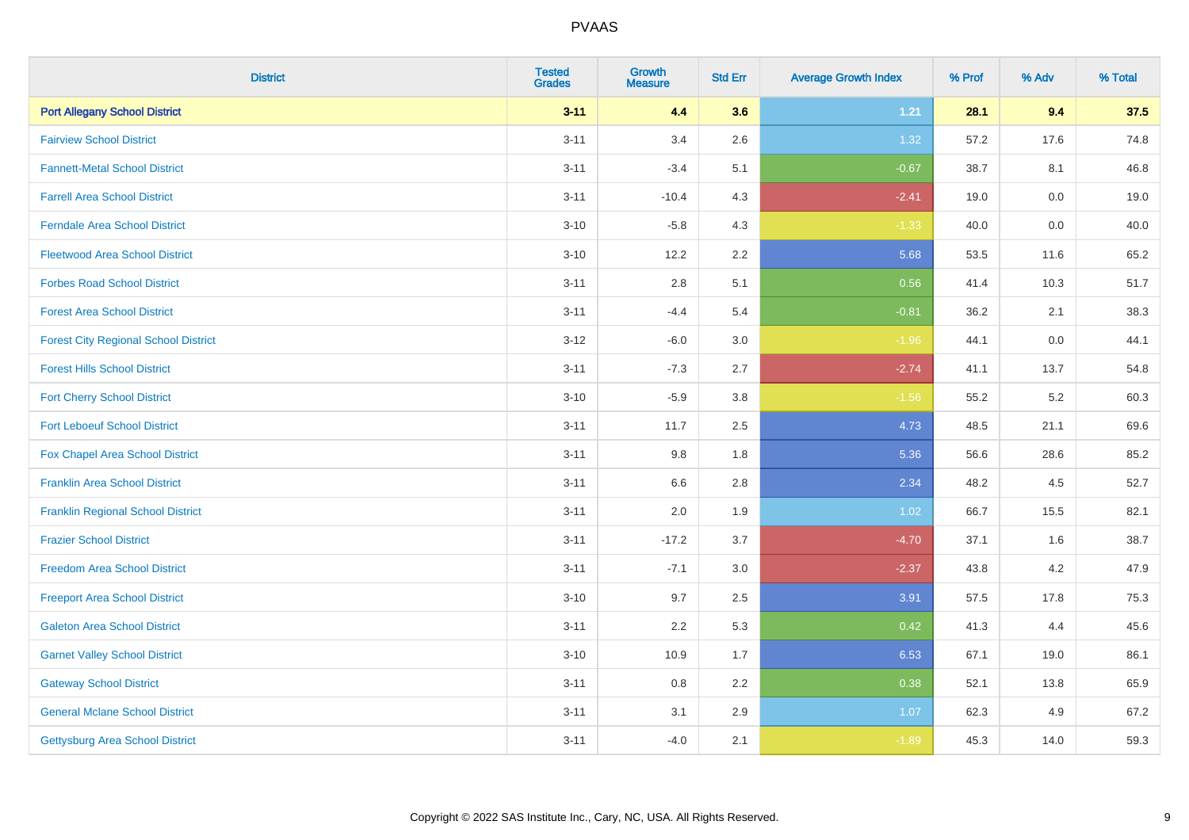| District | Tested Grades | Growth Measure | Std Err | Average Growth Index | % Prof | % Adv | % Total |
|---|---|---|---|---|---|---|---|
| **Port Allegany School District** | **3-11** | **4.4** | **3.6** | **1.21** | **28.1** | **9.4** | **37.5** |
| Fairview School District | 3-11 | 3.4 | 2.6 | 1.32 | 57.2 | 17.6 | 74.8 |
| Fannett-Metal School District | 3-11 | -3.4 | 5.1 | -0.67 | 38.7 | 8.1 | 46.8 |
| Farrell Area School District | 3-11 | -10.4 | 4.3 | -2.41 | 19.0 | 0.0 | 19.0 |
| Ferndale Area School District | 3-10 | -5.8 | 4.3 | -1.33 | 40.0 | 0.0 | 40.0 |
| Fleetwood Area School District | 3-10 | 12.2 | 2.2 | 5.68 | 53.5 | 11.6 | 65.2 |
| Forbes Road School District | 3-11 | 2.8 | 5.1 | 0.56 | 41.4 | 10.3 | 51.7 |
| Forest Area School District | 3-11 | -4.4 | 5.4 | -0.81 | 36.2 | 2.1 | 38.3 |
| Forest City Regional School District | 3-12 | -6.0 | 3.0 | -1.96 | 44.1 | 0.0 | 44.1 |
| Forest Hills School District | 3-11 | -7.3 | 2.7 | -2.74 | 41.1 | 13.7 | 54.8 |
| Fort Cherry School District | 3-10 | -5.9 | 3.8 | -1.56 | 55.2 | 5.2 | 60.3 |
| Fort Leboeuf School District | 3-11 | 11.7 | 2.5 | 4.73 | 48.5 | 21.1 | 69.6 |
| Fox Chapel Area School District | 3-11 | 9.8 | 1.8 | 5.36 | 56.6 | 28.6 | 85.2 |
| Franklin Area School District | 3-11 | 6.6 | 2.8 | 2.34 | 48.2 | 4.5 | 52.7 |
| Franklin Regional School District | 3-11 | 2.0 | 1.9 | 1.02 | 66.7 | 15.5 | 82.1 |
| Frazier School District | 3-11 | -17.2 | 3.7 | -4.70 | 37.1 | 1.6 | 38.7 |
| Freedom Area School District | 3-11 | -7.1 | 3.0 | -2.37 | 43.8 | 4.2 | 47.9 |
| Freeport Area School District | 3-10 | 9.7 | 2.5 | 3.91 | 57.5 | 17.8 | 75.3 |
| Galeton Area School District | 3-11 | 2.2 | 5.3 | 0.42 | 41.3 | 4.4 | 45.6 |
| Garnet Valley School District | 3-10 | 10.9 | 1.7 | 6.53 | 67.1 | 19.0 | 86.1 |
| Gateway School District | 3-11 | 0.8 | 2.2 | 0.38 | 52.1 | 13.8 | 65.9 |
| General Mclane School District | 3-11 | 3.1 | 2.9 | 1.07 | 62.3 | 4.9 | 67.2 |
| Gettysburg Area School District | 3-11 | -4.0 | 2.1 | -1.89 | 45.3 | 14.0 | 59.3 |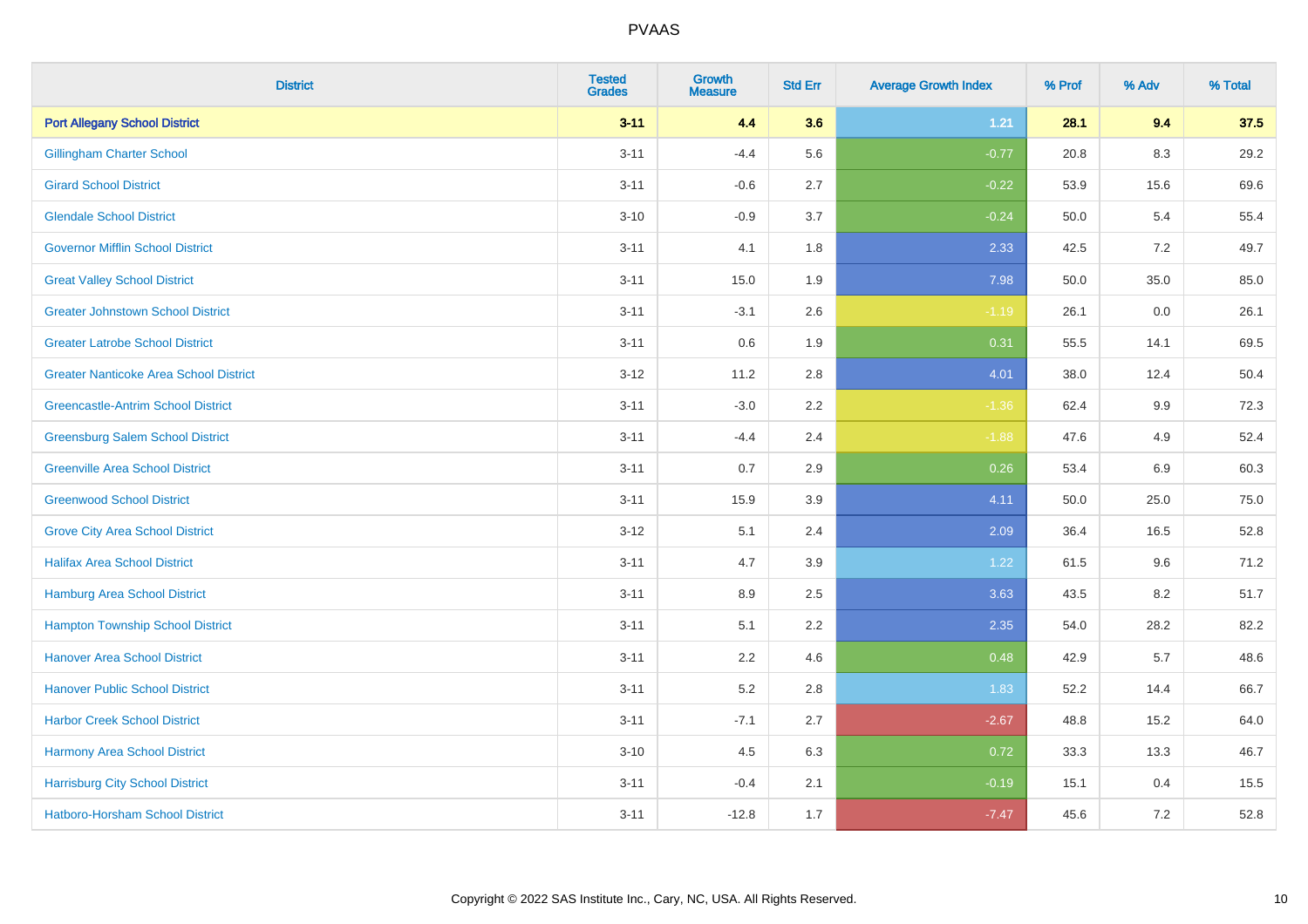| District | Tested Grades | Growth Measure | Std Err | Average Growth Index | % Prof | % Adv | % Total |
|---|---|---|---|---|---|---|---|
| **Port Allegany School District** | **3-11** | **4.4** | **3.6** | **1.21** | **28.1** | **9.4** | **37.5** |
| Gillingham Charter School | 3-11 | -4.4 | 5.6 | -0.77 | 20.8 | 8.3 | 29.2 |
| Girard School District | 3-11 | -0.6 | 2.7 | -0.22 | 53.9 | 15.6 | 69.6 |
| Glendale School District | 3-10 | -0.9 | 3.7 | -0.24 | 50.0 | 5.4 | 55.4 |
| Governor Mifflin School District | 3-11 | 4.1 | 1.8 | 2.33 | 42.5 | 7.2 | 49.7 |
| Great Valley School District | 3-11 | 15.0 | 1.9 | 7.98 | 50.0 | 35.0 | 85.0 |
| Greater Johnstown School District | 3-11 | -3.1 | 2.6 | -1.19 | 26.1 | 0.0 | 26.1 |
| Greater Latrobe School District | 3-11 | 0.6 | 1.9 | 0.31 | 55.5 | 14.1 | 69.5 |
| Greater Nanticoke Area School District | 3-12 | 11.2 | 2.8 | 4.01 | 38.0 | 12.4 | 50.4 |
| Greencastle-Antrim School District | 3-11 | -3.0 | 2.2 | -1.36 | 62.4 | 9.9 | 72.3 |
| Greensburg Salem School District | 3-11 | -4.4 | 2.4 | -1.88 | 47.6 | 4.9 | 52.4 |
| Greenville Area School District | 3-11 | 0.7 | 2.9 | 0.26 | 53.4 | 6.9 | 60.3 |
| Greenwood School District | 3-11 | 15.9 | 3.9 | 4.11 | 50.0 | 25.0 | 75.0 |
| Grove City Area School District | 3-12 | 5.1 | 2.4 | 2.09 | 36.4 | 16.5 | 52.8 |
| Halifax Area School District | 3-11 | 4.7 | 3.9 | 1.22 | 61.5 | 9.6 | 71.2 |
| Hamburg Area School District | 3-11 | 8.9 | 2.5 | 3.63 | 43.5 | 8.2 | 51.7 |
| Hampton Township School District | 3-11 | 5.1 | 2.2 | 2.35 | 54.0 | 28.2 | 82.2 |
| Hanover Area School District | 3-11 | 2.2 | 4.6 | 0.48 | 42.9 | 5.7 | 48.6 |
| Hanover Public School District | 3-11 | 5.2 | 2.8 | 1.83 | 52.2 | 14.4 | 66.7 |
| Harbor Creek School District | 3-11 | -7.1 | 2.7 | -2.67 | 48.8 | 15.2 | 64.0 |
| Harmony Area School District | 3-10 | 4.5 | 6.3 | 0.72 | 33.3 | 13.3 | 46.7 |
| Harrisburg City School District | 3-11 | -0.4 | 2.1 | -0.19 | 15.1 | 0.4 | 15.5 |
| Hatboro-Horsham School District | 3-11 | -12.8 | 1.7 | -7.47 | 45.6 | 7.2 | 52.8 |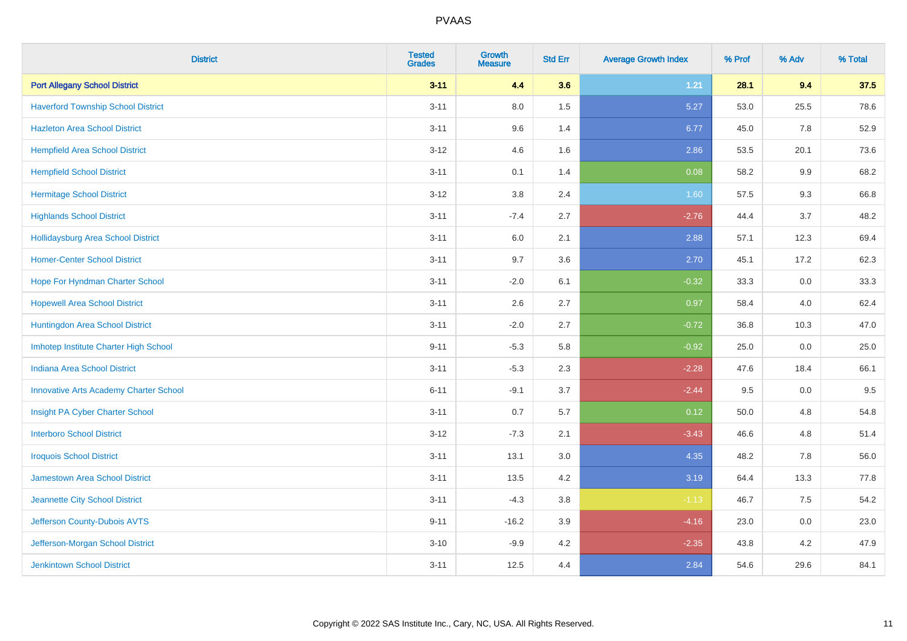| District | Tested Grades | Growth Measure | Std Err | Average Growth Index | % Prof | % Adv | % Total |
|---|---|---|---|---|---|---|---|
| **Port Allegany School District** | **3-11** | **4.4** | **3.6** | **1.21** | **28.1** | **9.4** | **37.5** |
| Haverford Township School District | 3-11 | 8.0 | 1.5 | 5.27 | 53.0 | 25.5 | 78.6 |
| Hazleton Area School District | 3-11 | 9.6 | 1.4 | 6.77 | 45.0 | 7.8 | 52.9 |
| Hempfield Area School District | 3-12 | 4.6 | 1.6 | 2.86 | 53.5 | 20.1 | 73.6 |
| Hempfield School District | 3-11 | 0.1 | 1.4 | 0.08 | 58.2 | 9.9 | 68.2 |
| Hermitage School District | 3-12 | 3.8 | 2.4 | 1.60 | 57.5 | 9.3 | 66.8 |
| Highlands School District | 3-11 | -7.4 | 2.7 | -2.76 | 44.4 | 3.7 | 48.2 |
| Hollidaysburg Area School District | 3-11 | 6.0 | 2.1 | 2.88 | 57.1 | 12.3 | 69.4 |
| Homer-Center School District | 3-11 | 9.7 | 3.6 | 2.70 | 45.1 | 17.2 | 62.3 |
| Hope For Hyndman Charter School | 3-11 | -2.0 | 6.1 | -0.32 | 33.3 | 0.0 | 33.3 |
| Hopewell Area School District | 3-11 | 2.6 | 2.7 | 0.97 | 58.4 | 4.0 | 62.4 |
| Huntingdon Area School District | 3-11 | -2.0 | 2.7 | -0.72 | 36.8 | 10.3 | 47.0 |
| Imhotep Institute Charter High School | 9-11 | -5.3 | 5.8 | -0.92 | 25.0 | 0.0 | 25.0 |
| Indiana Area School District | 3-11 | -5.3 | 2.3 | -2.28 | 47.6 | 18.4 | 66.1 |
| Innovative Arts Academy Charter School | 6-11 | -9.1 | 3.7 | -2.44 | 9.5 | 0.0 | 9.5 |
| Insight PA Cyber Charter School | 3-11 | 0.7 | 5.7 | 0.12 | 50.0 | 4.8 | 54.8 |
| Interboro School District | 3-12 | -7.3 | 2.1 | -3.43 | 46.6 | 4.8 | 51.4 |
| Iroquois School District | 3-11 | 13.1 | 3.0 | 4.35 | 48.2 | 7.8 | 56.0 |
| Jamestown Area School District | 3-11 | 13.5 | 4.2 | 3.19 | 64.4 | 13.3 | 77.8 |
| Jeannette City School District | 3-11 | -4.3 | 3.8 | -1.13 | 46.7 | 7.5 | 54.2 |
| Jefferson County-Dubois AVTS | 9-11 | -16.2 | 3.9 | -4.16 | 23.0 | 0.0 | 23.0 |
| Jefferson-Morgan School District | 3-10 | -9.9 | 4.2 | -2.35 | 43.8 | 4.2 | 47.9 |
| Jenkintown School District | 3-11 | 12.5 | 4.4 | 2.84 | 54.6 | 29.6 | 84.1 |

Copyright © 2022 SAS Institute Inc., Cary, NC, USA. All Rights Reserved.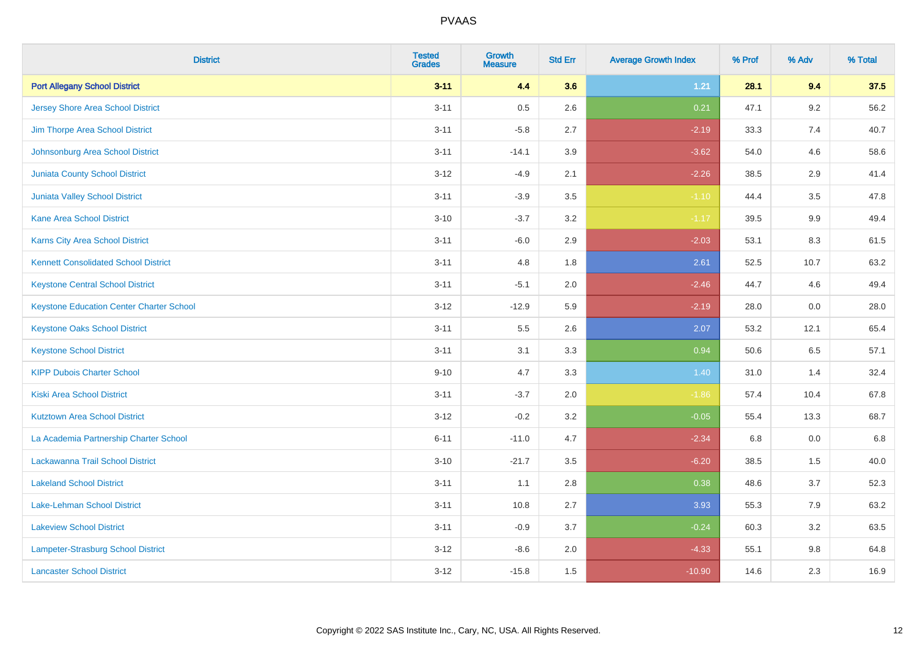# PVAAS

| District | Tested Grades | Growth Measure | Std Err | Average Growth Index | % Prof | % Adv | % Total |
|---|---|---|---|---|---|---|---|
| **Port Allegany School District** | **3-11** | **4.4** | **3.6** | **1.21** | **28.1** | **9.4** | **37.5** |
| Jersey Shore Area School District | 3-11 | 0.5 | 2.6 | 0.21 | 47.1 | 9.2 | 56.2 |
| Jim Thorpe Area School District | 3-11 | -5.8 | 2.7 | -2.19 | 33.3 | 7.4 | 40.7 |
| Johnsonburg Area School District | 3-11 | -14.1 | 3.9 | -3.62 | 54.0 | 4.6 | 58.6 |
| Juniata County School District | 3-12 | -4.9 | 2.1 | -2.26 | 38.5 | 2.9 | 41.4 |
| Juniata Valley School District | 3-11 | -3.9 | 3.5 | -1.10 | 44.4 | 3.5 | 47.8 |
| Kane Area School District | 3-10 | -3.7 | 3.2 | -1.17 | 39.5 | 9.9 | 49.4 |
| Karns City Area School District | 3-11 | -6.0 | 2.9 | -2.03 | 53.1 | 8.3 | 61.5 |
| Kennett Consolidated School District | 3-11 | 4.8 | 1.8 | 2.61 | 52.5 | 10.7 | 63.2 |
| Keystone Central School District | 3-11 | -5.1 | 2.0 | -2.46 | 44.7 | 4.6 | 49.4 |
| Keystone Education Center Charter School | 3-12 | -12.9 | 5.9 | -2.19 | 28.0 | 0.0 | 28.0 |
| Keystone Oaks School District | 3-11 | 5.5 | 2.6 | 2.07 | 53.2 | 12.1 | 65.4 |
| Keystone School District | 3-11 | 3.1 | 3.3 | 0.94 | 50.6 | 6.5 | 57.1 |
| KIPP Dubois Charter School | 9-10 | 4.7 | 3.3 | 1.40 | 31.0 | 1.4 | 32.4 |
| Kiski Area School District | 3-11 | -3.7 | 2.0 | -1.86 | 57.4 | 10.4 | 67.8 |
| Kutztown Area School District | 3-12 | -0.2 | 3.2 | -0.05 | 55.4 | 13.3 | 68.7 |
| La Academia Partnership Charter School | 6-11 | -11.0 | 4.7 | -2.34 | 6.8 | 0.0 | 6.8 |
| Lackawanna Trail School District | 3-10 | -21.7 | 3.5 | -6.20 | 38.5 | 1.5 | 40.0 |
| Lakeland School District | 3-11 | 1.1 | 2.8 | 0.38 | 48.6 | 3.7 | 52.3 |
| Lake-Lehman School District | 3-11 | 10.8 | 2.7 | 3.93 | 55.3 | 7.9 | 63.2 |
| Lakeview School District | 3-11 | -0.9 | 3.7 | -0.24 | 60.3 | 3.2 | 63.5 |
| Lampeter-Strasburg School District | 3-12 | -8.6 | 2.0 | -4.33 | 55.1 | 9.8 | 64.8 |
| Lancaster School District | 3-12 | -15.8 | 1.5 | -10.90 | 14.6 | 2.3 | 16.9 |

Copyright © 2022 SAS Institute Inc., Cary, NC, USA. All Rights Reserved.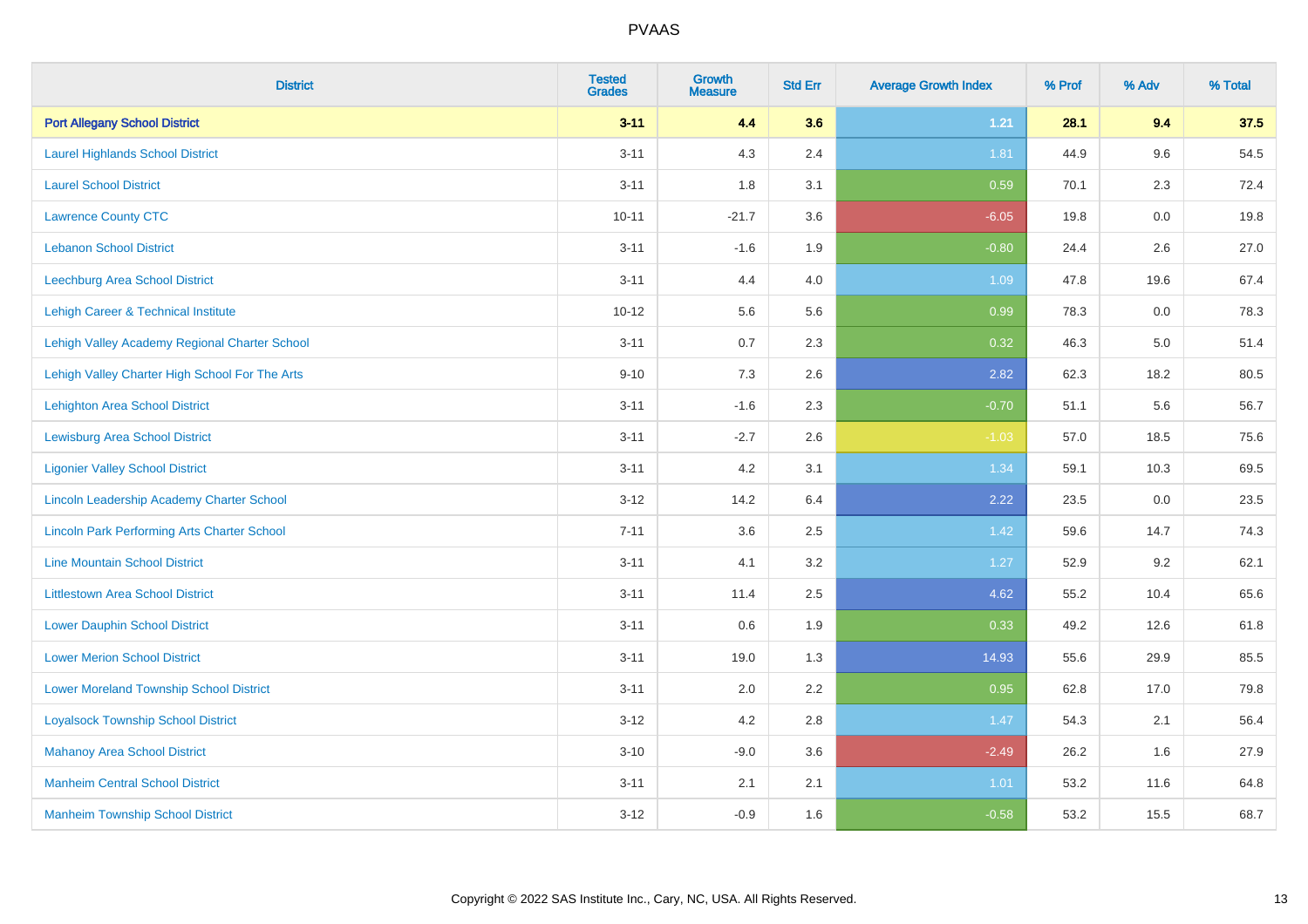# PVAAS

| District | Tested Grades | Growth Measure | Std Err | Average Growth Index | % Prof | % Adv | % Total |
|---|---|---|---|---|---|---|---|
| **Port Allegany School District** | **3-11** | **4.4** | **3.6** | **1.21** | **28.1** | **9.4** | **37.5** |
| Laurel Highlands School District | 3-11 | 4.3 | 2.4 | 1.81 | 44.9 | 9.6 | 54.5 |
| Laurel School District | 3-11 | 1.8 | 3.1 | 0.59 | 70.1 | 2.3 | 72.4 |
| Lawrence County CTC | 10-11 | -21.7 | 3.6 | -6.05 | 19.8 | 0.0 | 19.8 |
| Lebanon School District | 3-11 | -1.6 | 1.9 | -0.80 | 24.4 | 2.6 | 27.0 |
| Leechburg Area School District | 3-11 | 4.4 | 4.0 | 1.09 | 47.8 | 19.6 | 67.4 |
| Lehigh Career & Technical Institute | 10-12 | 5.6 | 5.6 | 0.99 | 78.3 | 0.0 | 78.3 |
| Lehigh Valley Academy Regional Charter School | 3-11 | 0.7 | 2.3 | 0.32 | 46.3 | 5.0 | 51.4 |
| Lehigh Valley Charter High School For The Arts | 9-10 | 7.3 | 2.6 | 2.82 | 62.3 | 18.2 | 80.5 |
| Lehighton Area School District | 3-11 | -1.6 | 2.3 | -0.70 | 51.1 | 5.6 | 56.7 |
| Lewisburg Area School District | 3-11 | -2.7 | 2.6 | -1.03 | 57.0 | 18.5 | 75.6 |
| Ligonier Valley School District | 3-11 | 4.2 | 3.1 | 1.34 | 59.1 | 10.3 | 69.5 |
| Lincoln Leadership Academy Charter School | 3-12 | 14.2 | 6.4 | 2.22 | 23.5 | 0.0 | 23.5 |
| Lincoln Park Performing Arts Charter School | 7-11 | 3.6 | 2.5 | 1.42 | 59.6 | 14.7 | 74.3 |
| Line Mountain School District | 3-11 | 4.1 | 3.2 | 1.27 | 52.9 | 9.2 | 62.1 |
| Littlestown Area School District | 3-11 | 11.4 | 2.5 | 4.62 | 55.2 | 10.4 | 65.6 |
| Lower Dauphin School District | 3-11 | 0.6 | 1.9 | 0.33 | 49.2 | 12.6 | 61.8 |
| Lower Merion School District | 3-11 | 19.0 | 1.3 | 14.93 | 55.6 | 29.9 | 85.5 |
| Lower Moreland Township School District | 3-11 | 2.0 | 2.2 | 0.95 | 62.8 | 17.0 | 79.8 |
| Loyalsock Township School District | 3-12 | 4.2 | 2.8 | 1.47 | 54.3 | 2.1 | 56.4 |
| Mahanoy Area School District | 3-10 | -9.0 | 3.6 | -2.49 | 26.2 | 1.6 | 27.9 |
| Manheim Central School District | 3-11 | 2.1 | 2.1 | 1.01 | 53.2 | 11.6 | 64.8 |
| Manheim Township School District | 3-12 | -0.9 | 1.6 | -0.58 | 53.2 | 15.5 | 68.7 |

Copyright © 2022 SAS Institute Inc., Cary, NC, USA. All Rights Reserved.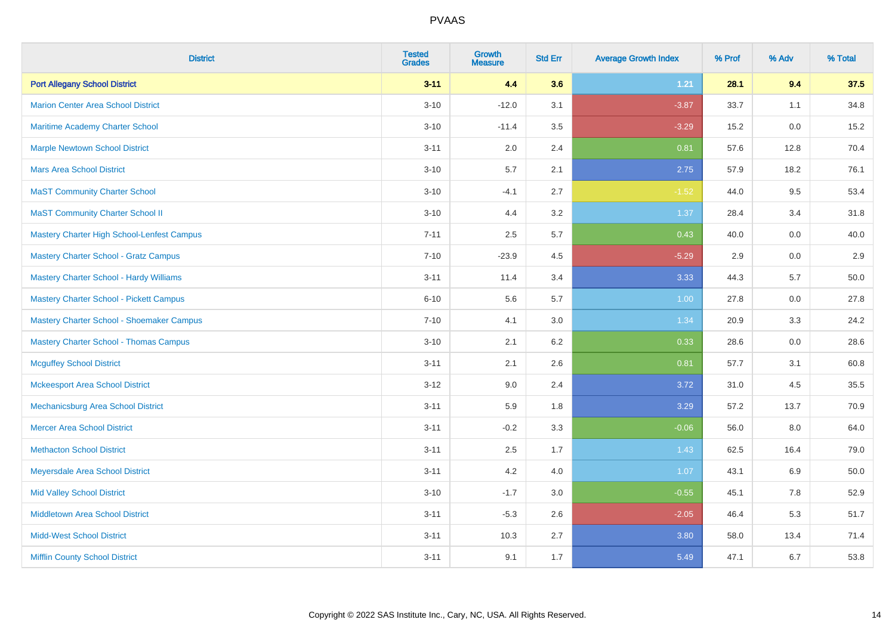# PVAAS

| District | Tested Grades | Growth Measure | Std Err | Average Growth Index | % Prof | % Adv | % Total |
|---|---|---|---|---|---|---|---|
| **Port Allegany School District** | **3-11** | **4.4** | **3.6** | **1.21** | **28.1** | **9.4** | **37.5** |
| Marion Center Area School District | 3-10 | -12.0 | 3.1 | -3.87 | 33.7 | 1.1 | 34.8 |
| Maritime Academy Charter School | 3-10 | -11.4 | 3.5 | -3.29 | 15.2 | 0.0 | 15.2 |
| Marple Newtown School District | 3-11 | 2.0 | 2.4 | 0.81 | 57.6 | 12.8 | 70.4 |
| Mars Area School District | 3-10 | 5.7 | 2.1 | 2.75 | 57.9 | 18.2 | 76.1 |
| MaST Community Charter School | 3-10 | -4.1 | 2.7 | -1.52 | 44.0 | 9.5 | 53.4 |
| MaST Community Charter School II | 3-10 | 4.4 | 3.2 | 1.37 | 28.4 | 3.4 | 31.8 |
| Mastery Charter High School-Lenfest Campus | 7-11 | 2.5 | 5.7 | 0.43 | 40.0 | 0.0 | 40.0 |
| Mastery Charter School - Gratz Campus | 7-10 | -23.9 | 4.5 | -5.29 | 2.9 | 0.0 | 2.9 |
| Mastery Charter School - Hardy Williams | 3-11 | 11.4 | 3.4 | 3.33 | 44.3 | 5.7 | 50.0 |
| Mastery Charter School - Pickett Campus | 6-10 | 5.6 | 5.7 | 1.00 | 27.8 | 0.0 | 27.8 |
| Mastery Charter School - Shoemaker Campus | 7-10 | 4.1 | 3.0 | 1.34 | 20.9 | 3.3 | 24.2 |
| Mastery Charter School - Thomas Campus | 3-10 | 2.1 | 6.2 | 0.33 | 28.6 | 0.0 | 28.6 |
| Mcguffey School District | 3-11 | 2.1 | 2.6 | 0.81 | 57.7 | 3.1 | 60.8 |
| Mckeesport Area School District | 3-12 | 9.0 | 2.4 | 3.72 | 31.0 | 4.5 | 35.5 |
| Mechanicsburg Area School District | 3-11 | 5.9 | 1.8 | 3.29 | 57.2 | 13.7 | 70.9 |
| Mercer Area School District | 3-11 | -0.2 | 3.3 | -0.06 | 56.0 | 8.0 | 64.0 |
| Methacton School District | 3-11 | 2.5 | 1.7 | 1.43 | 62.5 | 16.4 | 79.0 |
| Meyersdale Area School District | 3-11 | 4.2 | 4.0 | 1.07 | 43.1 | 6.9 | 50.0 |
| Mid Valley School District | 3-10 | -1.7 | 3.0 | -0.55 | 45.1 | 7.8 | 52.9 |
| Middletown Area School District | 3-11 | -5.3 | 2.6 | -2.05 | 46.4 | 5.3 | 51.7 |
| Midd-West School District | 3-11 | 10.3 | 2.7 | 3.80 | 58.0 | 13.4 | 71.4 |
| Mifflin County School District | 3-11 | 9.1 | 1.7 | 5.49 | 47.1 | 6.7 | 53.8 |

Copyright © 2022 SAS Institute Inc., Cary, NC, USA. All Rights Reserved.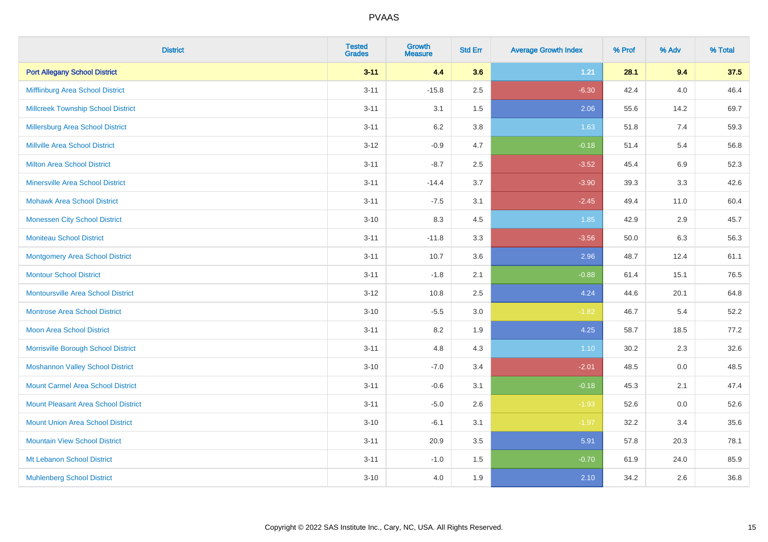| District | Tested Grades | Growth Measure | Std Err | Average Growth Index | % Prof | % Adv | % Total |
|---|---|---|---|---|---|---|---|
| **Port Allegany School District** | **3-11** | **4.4** | **3.6** | **1.21** | **28.1** | **9.4** | **37.5** |
| Mifflinburg Area School District | 3-11 | -15.8 | 2.5 | -6.30 | 42.4 | 4.0 | 46.4 |
| Millcreek Township School District | 3-11 | 3.1 | 1.5 | 2.06 | 55.6 | 14.2 | 69.7 |
| Millersburg Area School District | 3-11 | 6.2 | 3.8 | 1.63 | 51.8 | 7.4 | 59.3 |
| Millville Area School District | 3-12 | -0.9 | 4.7 | -0.18 | 51.4 | 5.4 | 56.8 |
| Milton Area School District | 3-11 | -8.7 | 2.5 | -3.52 | 45.4 | 6.9 | 52.3 |
| Minersville Area School District | 3-11 | -14.4 | 3.7 | -3.90 | 39.3 | 3.3 | 42.6 |
| Mohawk Area School District | 3-11 | -7.5 | 3.1 | -2.45 | 49.4 | 11.0 | 60.4 |
| Monessen City School District | 3-10 | 8.3 | 4.5 | 1.85 | 42.9 | 2.9 | 45.7 |
| Moniteau School District | 3-11 | -11.8 | 3.3 | -3.56 | 50.0 | 6.3 | 56.3 |
| Montgomery Area School District | 3-11 | 10.7 | 3.6 | 2.96 | 48.7 | 12.4 | 61.1 |
| Montour School District | 3-11 | -1.8 | 2.1 | -0.88 | 61.4 | 15.1 | 76.5 |
| Montoursville Area School District | 3-12 | 10.8 | 2.5 | 4.24 | 44.6 | 20.1 | 64.8 |
| Montrose Area School District | 3-10 | -5.5 | 3.0 | -1.82 | 46.7 | 5.4 | 52.2 |
| Moon Area School District | 3-11 | 8.2 | 1.9 | 4.25 | 58.7 | 18.5 | 77.2 |
| Morrisville Borough School District | 3-11 | 4.8 | 4.3 | 1.10 | 30.2 | 2.3 | 32.6 |
| Moshannon Valley School District | 3-10 | -7.0 | 3.4 | -2.01 | 48.5 | 0.0 | 48.5 |
| Mount Carmel Area School District | 3-11 | -0.6 | 3.1 | -0.18 | 45.3 | 2.1 | 47.4 |
| Mount Pleasant Area School District | 3-11 | -5.0 | 2.6 | -1.93 | 52.6 | 0.0 | 52.6 |
| Mount Union Area School District | 3-10 | -6.1 | 3.1 | -1.97 | 32.2 | 3.4 | 35.6 |
| Mountain View School District | 3-11 | 20.9 | 3.5 | 5.91 | 57.8 | 20.3 | 78.1 |
| Mt Lebanon School District | 3-11 | -1.0 | 1.5 | -0.70 | 61.9 | 24.0 | 85.9 |
| Muhlenberg School District | 3-10 | 4.0 | 1.9 | 2.10 | 34.2 | 2.6 | 36.8 |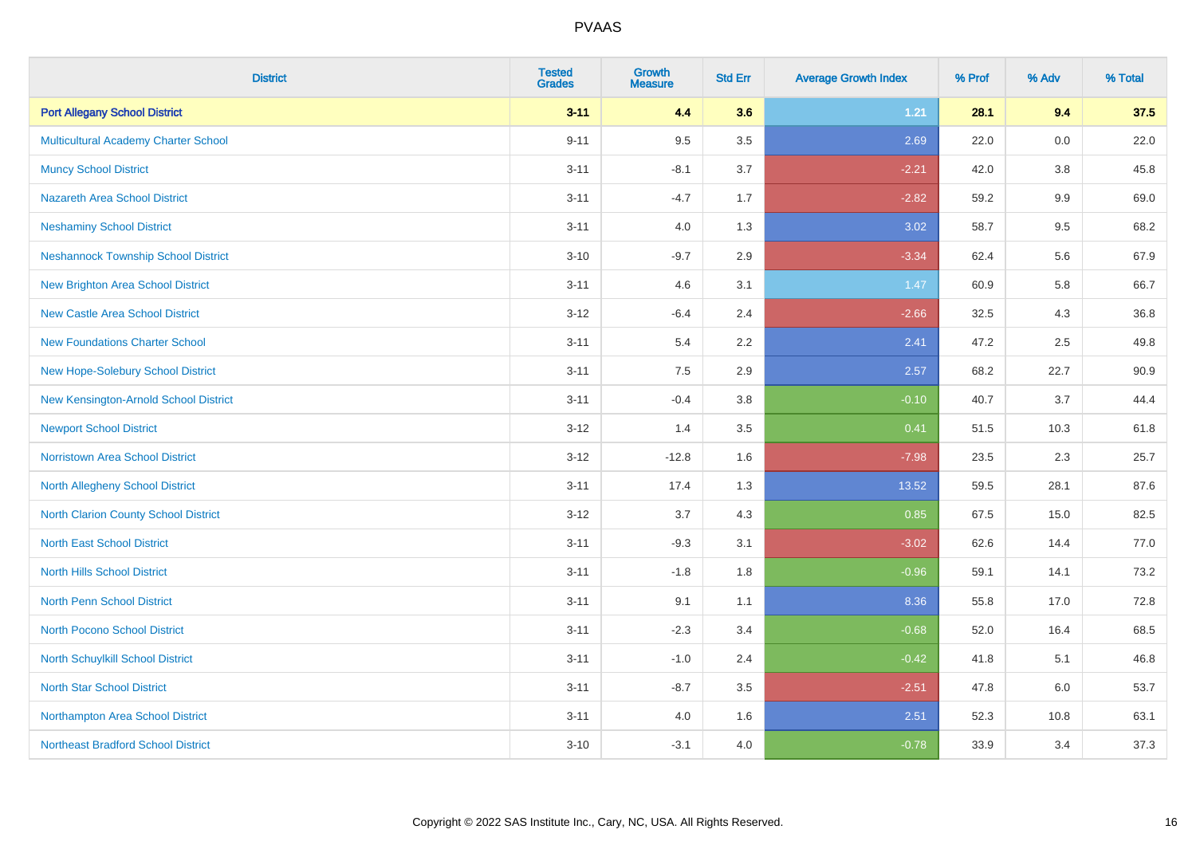| District | Tested Grades | Growth Measure | Std Err | Average Growth Index | % Prof | % Adv | % Total |
|---|---|---|---|---|---|---|---|
| **Port Allegany School District** | **3-11** | **4.4** | **3.6** | **1.21** | **28.1** | **9.4** | **37.5** |
| Multicultural Academy Charter School | 9-11 | 9.5 | 3.5 | 2.69 | 22.0 | 0.0 | 22.0 |
| Muncy School District | 3-11 | -8.1 | 3.7 | -2.21 | 42.0 | 3.8 | 45.8 |
| Nazareth Area School District | 3-11 | -4.7 | 1.7 | -2.82 | 59.2 | 9.9 | 69.0 |
| Neshaminy School District | 3-11 | 4.0 | 1.3 | 3.02 | 58.7 | 9.5 | 68.2 |
| Neshannock Township School District | 3-10 | -9.7 | 2.9 | -3.34 | 62.4 | 5.6 | 67.9 |
| New Brighton Area School District | 3-11 | 4.6 | 3.1 | 1.47 | 60.9 | 5.8 | 66.7 |
| New Castle Area School District | 3-12 | -6.4 | 2.4 | -2.66 | 32.5 | 4.3 | 36.8 |
| New Foundations Charter School | 3-11 | 5.4 | 2.2 | 2.41 | 47.2 | 2.5 | 49.8 |
| New Hope-Solebury School District | 3-11 | 7.5 | 2.9 | 2.57 | 68.2 | 22.7 | 90.9 |
| New Kensington-Arnold School District | 3-11 | -0.4 | 3.8 | -0.10 | 40.7 | 3.7 | 44.4 |
| Newport School District | 3-12 | 1.4 | 3.5 | 0.41 | 51.5 | 10.3 | 61.8 |
| Norristown Area School District | 3-12 | -12.8 | 1.6 | -7.98 | 23.5 | 2.3 | 25.7 |
| North Allegheny School District | 3-11 | 17.4 | 1.3 | 13.52 | 59.5 | 28.1 | 87.6 |
| North Clarion County School District | 3-12 | 3.7 | 4.3 | 0.85 | 67.5 | 15.0 | 82.5 |
| North East School District | 3-11 | -9.3 | 3.1 | -3.02 | 62.6 | 14.4 | 77.0 |
| North Hills School District | 3-11 | -1.8 | 1.8 | -0.96 | 59.1 | 14.1 | 73.2 |
| North Penn School District | 3-11 | 9.1 | 1.1 | 8.36 | 55.8 | 17.0 | 72.8 |
| North Pocono School District | 3-11 | -2.3 | 3.4 | -0.68 | 52.0 | 16.4 | 68.5 |
| North Schuylkill School District | 3-11 | -1.0 | 2.4 | -0.42 | 41.8 | 5.1 | 46.8 |
| North Star School District | 3-11 | -8.7 | 3.5 | -2.51 | 47.8 | 6.0 | 53.7 |
| Northampton Area School District | 3-11 | 4.0 | 1.6 | 2.51 | 52.3 | 10.8 | 63.1 |
| Northeast Bradford School District | 3-10 | -3.1 | 4.0 | -0.78 | 33.9 | 3.4 | 37.3 |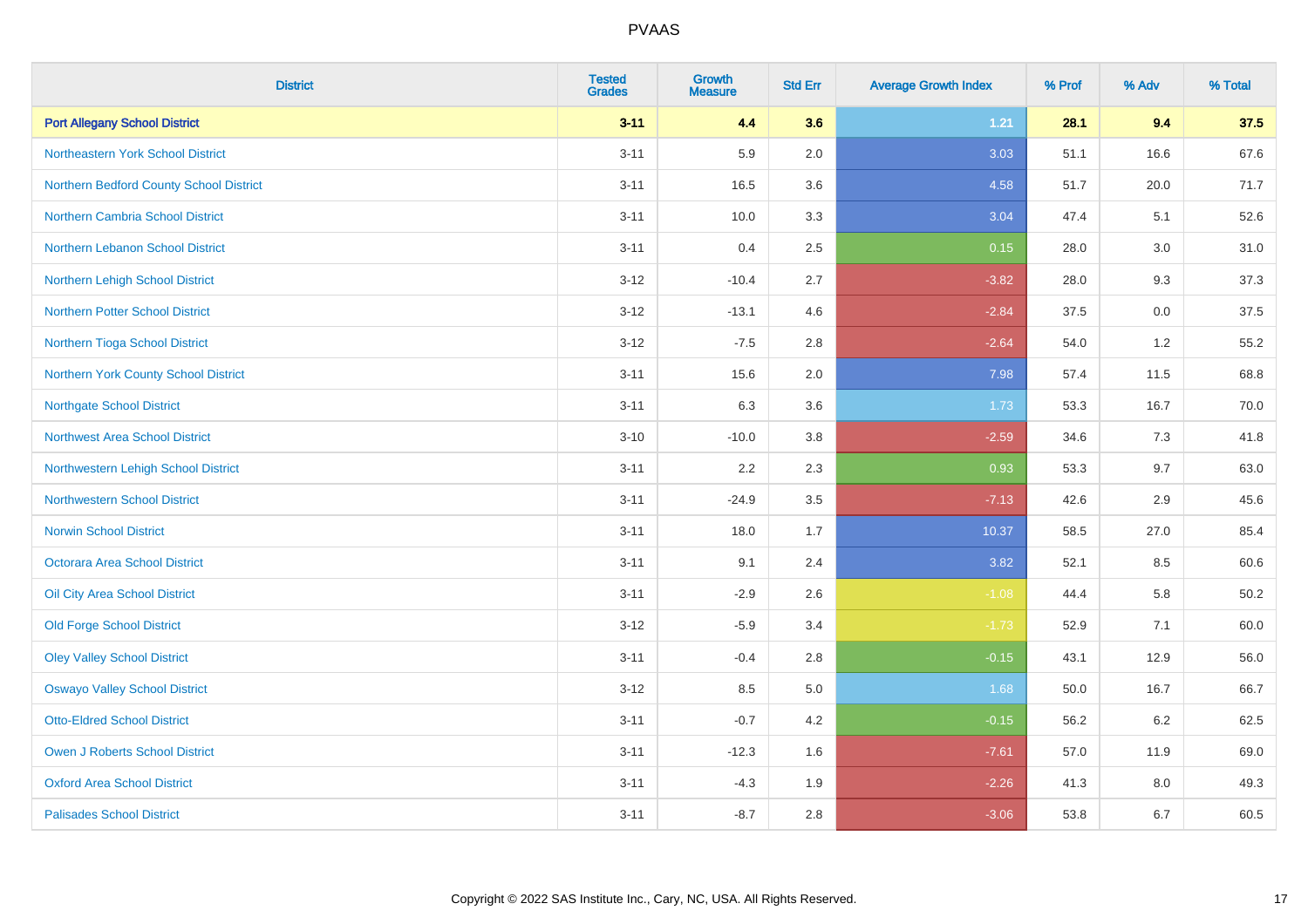# PVAAS

| District | Tested Grades | Growth Measure | Std Err | Average Growth Index | % Prof | % Adv | % Total |
|---|---|---|---|---|---|---|---|
| **Port Allegany School District** | **3-11** | **4.4** | **3.6** | **1.21** | **28.1** | **9.4** | **37.5** |
| Northeastern York School District | 3-11 | 5.9 | 2.0 | 3.03 | 51.1 | 16.6 | 67.6 |
| Northern Bedford County School District | 3-11 | 16.5 | 3.6 | 4.58 | 51.7 | 20.0 | 71.7 |
| Northern Cambria School District | 3-11 | 10.0 | 3.3 | 3.04 | 47.4 | 5.1 | 52.6 |
| Northern Lebanon School District | 3-11 | 0.4 | 2.5 | 0.15 | 28.0 | 3.0 | 31.0 |
| Northern Lehigh School District | 3-12 | -10.4 | 2.7 | -3.82 | 28.0 | 9.3 | 37.3 |
| Northern Potter School District | 3-12 | -13.1 | 4.6 | -2.84 | 37.5 | 0.0 | 37.5 |
| Northern Tioga School District | 3-12 | -7.5 | 2.8 | -2.64 | 54.0 | 1.2 | 55.2 |
| Northern York County School District | 3-11 | 15.6 | 2.0 | 7.98 | 57.4 | 11.5 | 68.8 |
| Northgate School District | 3-11 | 6.3 | 3.6 | 1.73 | 53.3 | 16.7 | 70.0 |
| Northwest Area School District | 3-10 | -10.0 | 3.8 | -2.59 | 34.6 | 7.3 | 41.8 |
| Northwestern Lehigh School District | 3-11 | 2.2 | 2.3 | 0.93 | 53.3 | 9.7 | 63.0 |
| Northwestern School District | 3-11 | -24.9 | 3.5 | -7.13 | 42.6 | 2.9 | 45.6 |
| Norwin School District | 3-11 | 18.0 | 1.7 | 10.37 | 58.5 | 27.0 | 85.4 |
| Octorara Area School District | 3-11 | 9.1 | 2.4 | 3.82 | 52.1 | 8.5 | 60.6 |
| Oil City Area School District | 3-11 | -2.9 | 2.6 | -1.08 | 44.4 | 5.8 | 50.2 |
| Old Forge School District | 3-12 | -5.9 | 3.4 | -1.73 | 52.9 | 7.1 | 60.0 |
| Oley Valley School District | 3-11 | -0.4 | 2.8 | -0.15 | 43.1 | 12.9 | 56.0 |
| Oswayo Valley School District | 3-12 | 8.5 | 5.0 | 1.68 | 50.0 | 16.7 | 66.7 |
| Otto-Eldred School District | 3-11 | -0.7 | 4.2 | -0.15 | 56.2 | 6.2 | 62.5 |
| Owen J Roberts School District | 3-11 | -12.3 | 1.6 | -7.61 | 57.0 | 11.9 | 69.0 |
| Oxford Area School District | 3-11 | -4.3 | 1.9 | -2.26 | 41.3 | 8.0 | 49.3 |
| Palisades School District | 3-11 | -8.7 | 2.8 | -3.06 | 53.8 | 6.7 | 60.5 |

Copyright © 2022 SAS Institute Inc., Cary, NC, USA. All Rights Reserved.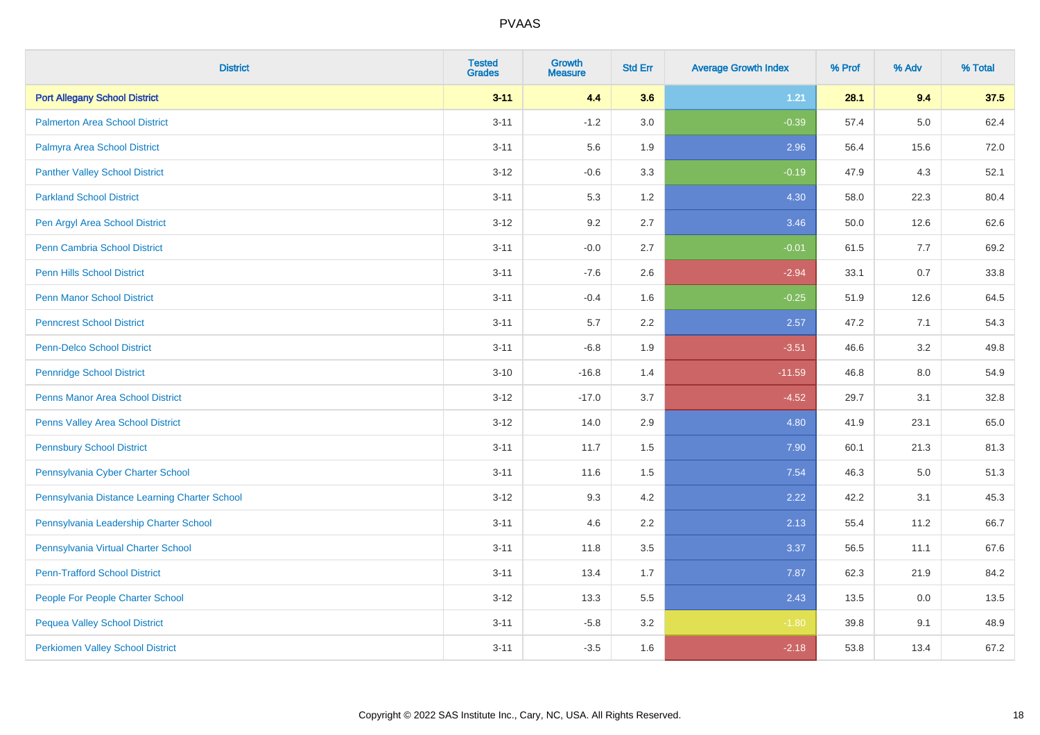# PVAAS

| District | Tested Grades | Growth Measure | Std Err | Average Growth Index | % Prof | % Adv | % Total |
|---|---|---|---|---|---|---|---|
| **Port Allegany School District** | **3-11** | **4.4** | **3.6** | **1.21** | **28.1** | **9.4** | **37.5** |
| Palmerton Area School District | 3-11 | -1.2 | 3.0 | -0.39 | 57.4 | 5.0 | 62.4 |
| Palmyra Area School District | 3-11 | 5.6 | 1.9 | 2.96 | 56.4 | 15.6 | 72.0 |
| Panther Valley School District | 3-12 | -0.6 | 3.3 | -0.19 | 47.9 | 4.3 | 52.1 |
| Parkland School District | 3-11 | 5.3 | 1.2 | 4.30 | 58.0 | 22.3 | 80.4 |
| Pen Argyl Area School District | 3-12 | 9.2 | 2.7 | 3.46 | 50.0 | 12.6 | 62.6 |
| Penn Cambria School District | 3-11 | -0.0 | 2.7 | -0.01 | 61.5 | 7.7 | 69.2 |
| Penn Hills School District | 3-11 | -7.6 | 2.6 | -2.94 | 33.1 | 0.7 | 33.8 |
| Penn Manor School District | 3-11 | -0.4 | 1.6 | -0.25 | 51.9 | 12.6 | 64.5 |
| Penncrest School District | 3-11 | 5.7 | 2.2 | 2.57 | 47.2 | 7.1 | 54.3 |
| Penn-Delco School District | 3-11 | -6.8 | 1.9 | -3.51 | 46.6 | 3.2 | 49.8 |
| Pennridge School District | 3-10 | -16.8 | 1.4 | -11.59 | 46.8 | 8.0 | 54.9 |
| Penns Manor Area School District | 3-12 | -17.0 | 3.7 | -4.52 | 29.7 | 3.1 | 32.8 |
| Penns Valley Area School District | 3-12 | 14.0 | 2.9 | 4.80 | 41.9 | 23.1 | 65.0 |
| Pennsbury School District | 3-11 | 11.7 | 1.5 | 7.90 | 60.1 | 21.3 | 81.3 |
| Pennsylvania Cyber Charter School | 3-11 | 11.6 | 1.5 | 7.54 | 46.3 | 5.0 | 51.3 |
| Pennsylvania Distance Learning Charter School | 3-12 | 9.3 | 4.2 | 2.22 | 42.2 | 3.1 | 45.3 |
| Pennsylvania Leadership Charter School | 3-11 | 4.6 | 2.2 | 2.13 | 55.4 | 11.2 | 66.7 |
| Pennsylvania Virtual Charter School | 3-11 | 11.8 | 3.5 | 3.37 | 56.5 | 11.1 | 67.6 |
| Penn-Trafford School District | 3-11 | 13.4 | 1.7 | 7.87 | 62.3 | 21.9 | 84.2 |
| People For People Charter School | 3-12 | 13.3 | 5.5 | 2.43 | 13.5 | 0.0 | 13.5 |
| Pequea Valley School District | 3-11 | -5.8 | 3.2 | -1.80 | 39.8 | 9.1 | 48.9 |
| Perkiomen Valley School District | 3-11 | -3.5 | 1.6 | -2.18 | 53.8 | 13.4 | 67.2 |

Copyright © 2022 SAS Institute Inc., Cary, NC, USA. All Rights Reserved.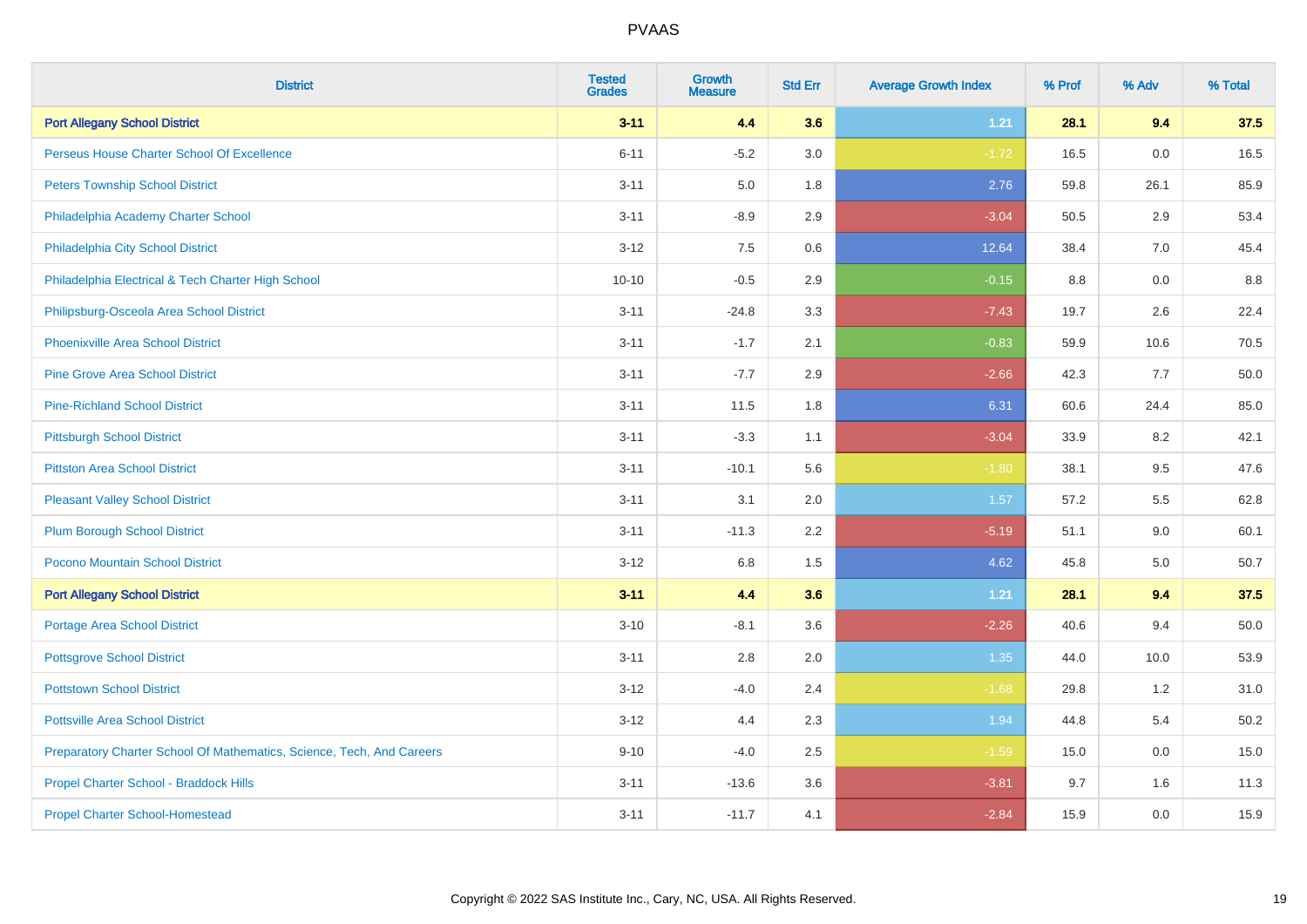# PVAAS

| District | Tested Grades | Growth Measure | Std Err | Average Growth Index | % Prof | % Adv | % Total |
|---|---|---|---|---|---|---|---|
| **Port Allegany School District** | **3-11** | **4.4** | **3.6** | **1.21** | **28.1** | **9.4** | **37.5** |
| Perseus House Charter School Of Excellence | 6-11 | -5.2 | 3.0 | -1.72 | 16.5 | 0.0 | 16.5 |
| Peters Township School District | 3-11 | 5.0 | 1.8 | 2.76 | 59.8 | 26.1 | 85.9 |
| Philadelphia Academy Charter School | 3-11 | -8.9 | 2.9 | -3.04 | 50.5 | 2.9 | 53.4 |
| Philadelphia City School District | 3-12 | 7.5 | 0.6 | 12.64 | 38.4 | 7.0 | 45.4 |
| Philadelphia Electrical & Tech Charter High School | 10-10 | -0.5 | 2.9 | -0.15 | 8.8 | 0.0 | 8.8 |
| Philipsburg-Osceola Area School District | 3-11 | -24.8 | 3.3 | -7.43 | 19.7 | 2.6 | 22.4 |
| Phoenixville Area School District | 3-11 | -1.7 | 2.1 | -0.83 | 59.9 | 10.6 | 70.5 |
| Pine Grove Area School District | 3-11 | -7.7 | 2.9 | -2.66 | 42.3 | 7.7 | 50.0 |
| Pine-Richland School District | 3-11 | 11.5 | 1.8 | 6.31 | 60.6 | 24.4 | 85.0 |
| Pittsburgh School District | 3-11 | -3.3 | 1.1 | -3.04 | 33.9 | 8.2 | 42.1 |
| Pittston Area School District | 3-11 | -10.1 | 5.6 | -1.80 | 38.1 | 9.5 | 47.6 |
| Pleasant Valley School District | 3-11 | 3.1 | 2.0 | 1.57 | 57.2 | 5.5 | 62.8 |
| Plum Borough School District | 3-11 | -11.3 | 2.2 | -5.19 | 51.1 | 9.0 | 60.1 |
| Pocono Mountain School District | 3-12 | 6.8 | 1.5 | 4.62 | 45.8 | 5.0 | 50.7 |
| **Port Allegany School District** | **3-11** | **4.4** | **3.6** | **1.21** | **28.1** | **9.4** | **37.5** |
| Portage Area School District | 3-10 | -8.1 | 3.6 | -2.26 | 40.6 | 9.4 | 50.0 |
| Pottsgrove School District | 3-11 | 2.8 | 2.0 | 1.35 | 44.0 | 10.0 | 53.9 |
| Pottstown School District | 3-12 | -4.0 | 2.4 | -1.68 | 29.8 | 1.2 | 31.0 |
| Pottsville Area School District | 3-12 | 4.4 | 2.3 | 1.94 | 44.8 | 5.4 | 50.2 |
| Preparatory Charter School Of Mathematics, Science, Tech, And Careers | 9-10 | -4.0 | 2.5 | -1.59 | 15.0 | 0.0 | 15.0 |
| Propel Charter School - Braddock Hills | 3-11 | -13.6 | 3.6 | -3.81 | 9.7 | 1.6 | 11.3 |
| Propel Charter School-Homestead | 3-11 | -11.7 | 4.1 | -2.84 | 15.9 | 0.0 | 15.9 |

Copyright © 2022 SAS Institute Inc., Cary, NC, USA. All Rights Reserved.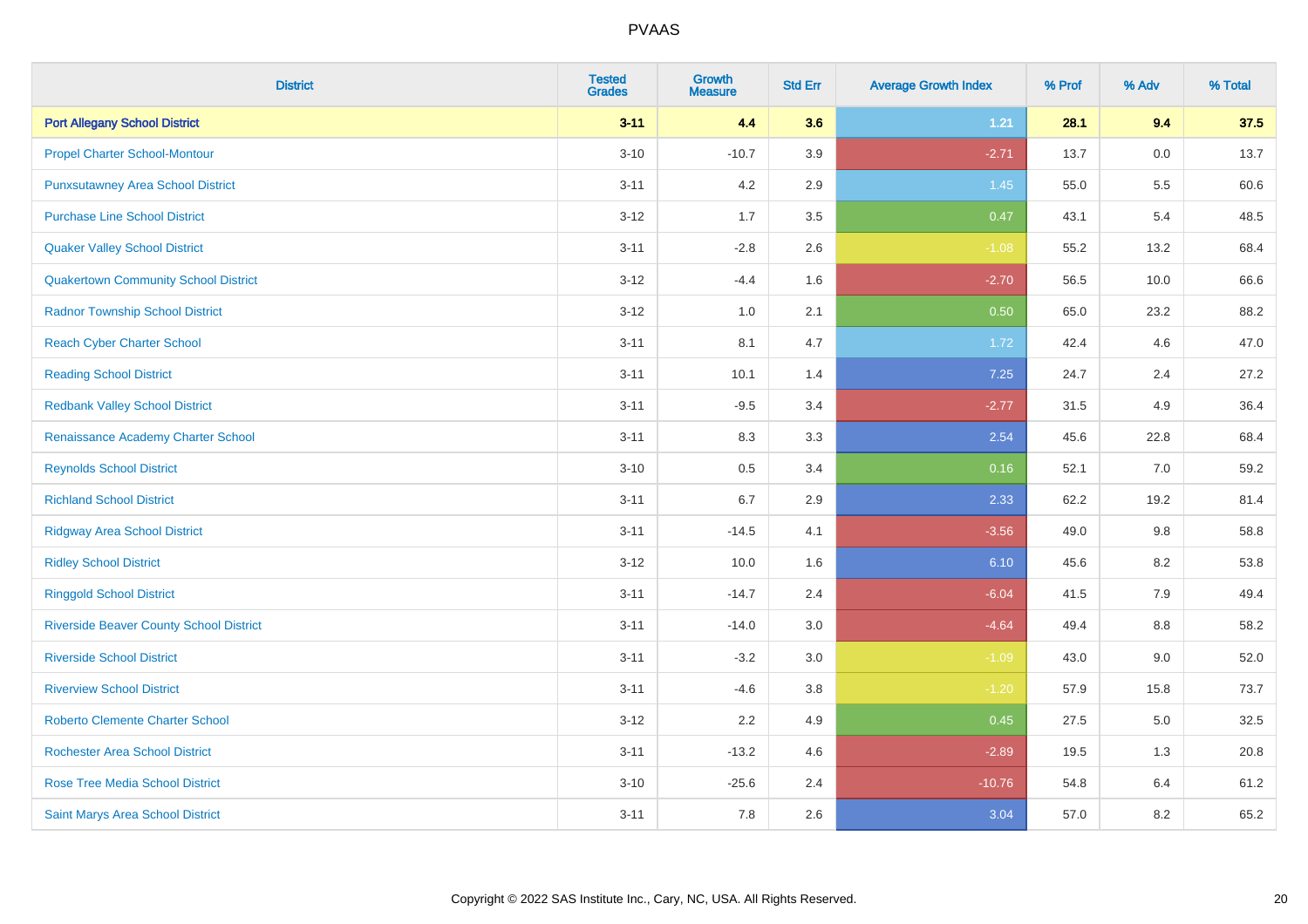PVAAS

| District | Tested Grades | Growth Measure | Std Err | Average Growth Index | % Prof | % Adv | % Total |
|---|---|---|---|---|---|---|---|
| **Port Allegany School District** | **3-11** | **4.4** | **3.6** | **1.21** | **28.1** | **9.4** | **37.5** |
| Propel Charter School-Montour | 3-10 | -10.7 | 3.9 | -2.71 | 13.7 | 0.0 | 13.7 |
| Punxsutawney Area School District | 3-11 | 4.2 | 2.9 | 1.45 | 55.0 | 5.5 | 60.6 |
| Purchase Line School District | 3-12 | 1.7 | 3.5 | 0.47 | 43.1 | 5.4 | 48.5 |
| Quaker Valley School District | 3-11 | -2.8 | 2.6 | -1.08 | 55.2 | 13.2 | 68.4 |
| Quakertown Community School District | 3-12 | -4.4 | 1.6 | -2.70 | 56.5 | 10.0 | 66.6 |
| Radnor Township School District | 3-12 | 1.0 | 2.1 | 0.50 | 65.0 | 23.2 | 88.2 |
| Reach Cyber Charter School | 3-11 | 8.1 | 4.7 | 1.72 | 42.4 | 4.6 | 47.0 |
| Reading School District | 3-11 | 10.1 | 1.4 | 7.25 | 24.7 | 2.4 | 27.2 |
| Redbank Valley School District | 3-11 | -9.5 | 3.4 | -2.77 | 31.5 | 4.9 | 36.4 |
| Renaissance Academy Charter School | 3-11 | 8.3 | 3.3 | 2.54 | 45.6 | 22.8 | 68.4 |
| Reynolds School District | 3-10 | 0.5 | 3.4 | 0.16 | 52.1 | 7.0 | 59.2 |
| Richland School District | 3-11 | 6.7 | 2.9 | 2.33 | 62.2 | 19.2 | 81.4 |
| Ridgway Area School District | 3-11 | -14.5 | 4.1 | -3.56 | 49.0 | 9.8 | 58.8 |
| Ridley School District | 3-12 | 10.0 | 1.6 | 6.10 | 45.6 | 8.2 | 53.8 |
| Ringgold School District | 3-11 | -14.7 | 2.4 | -6.04 | 41.5 | 7.9 | 49.4 |
| Riverside Beaver County School District | 3-11 | -14.0 | 3.0 | -4.64 | 49.4 | 8.8 | 58.2 |
| Riverside School District | 3-11 | -3.2 | 3.0 | -1.09 | 43.0 | 9.0 | 52.0 |
| Riverview School District | 3-11 | -4.6 | 3.8 | -1.20 | 57.9 | 15.8 | 73.7 |
| Roberto Clemente Charter School | 3-12 | 2.2 | 4.9 | 0.45 | 27.5 | 5.0 | 32.5 |
| Rochester Area School District | 3-11 | -13.2 | 4.6 | -2.89 | 19.5 | 1.3 | 20.8 |
| Rose Tree Media School District | 3-10 | -25.6 | 2.4 | -10.76 | 54.8 | 6.4 | 61.2 |
| Saint Marys Area School District | 3-11 | 7.8 | 2.6 | 3.04 | 57.0 | 8.2 | 65.2 |

Copyright © 2022 SAS Institute Inc., Cary, NC, USA. All Rights Reserved.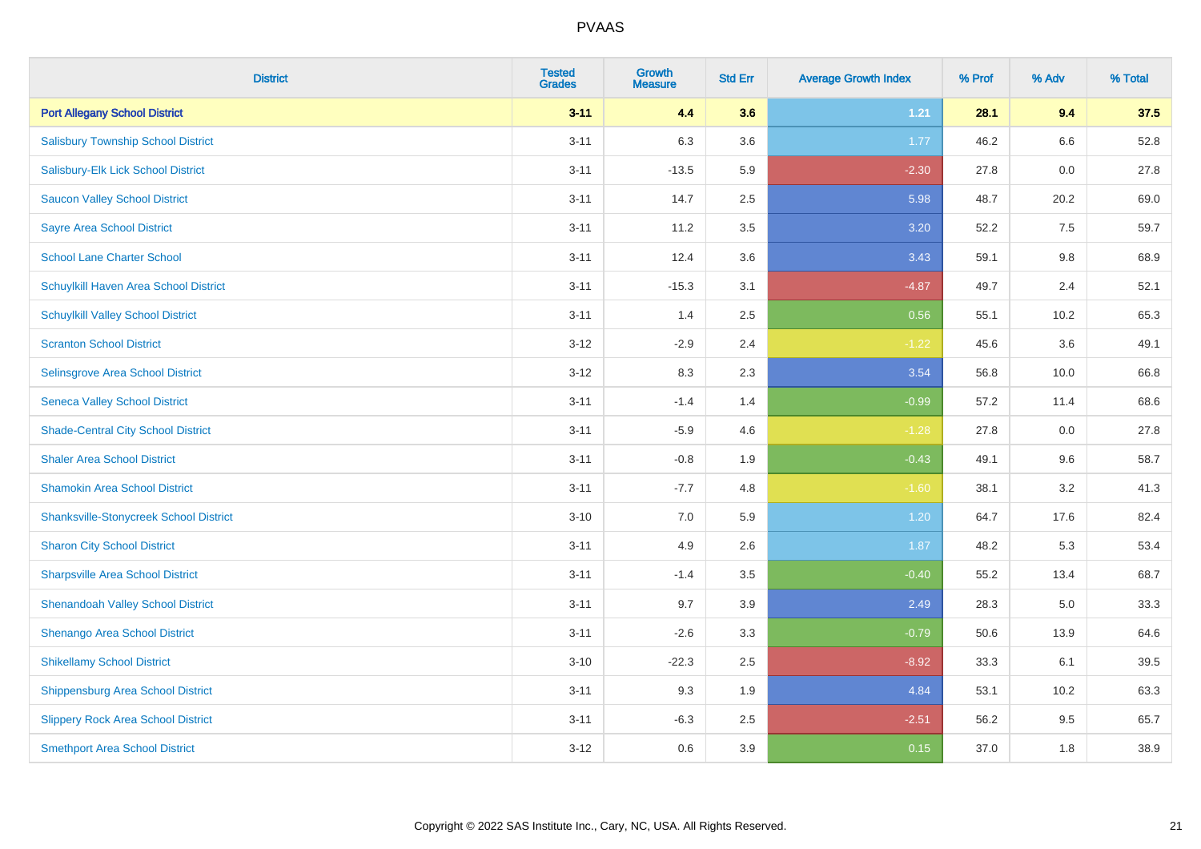# PVAAS

| District | Tested Grades | Growth Measure | Std Err | Average Growth Index | % Prof | % Adv | % Total |
|---|---|---|---|---|---|---|---|
| **Port Allegany School District** | **3-11** | **4.4** | **3.6** | **1.21** | **28.1** | **9.4** | **37.5** |
| Salisbury Township School District | 3-11 | 6.3 | 3.6 | 1.77 | 46.2 | 6.6 | 52.8 |
| Salisbury-Elk Lick School District | 3-11 | -13.5 | 5.9 | -2.30 | 27.8 | 0.0 | 27.8 |
| Saucon Valley School District | 3-11 | 14.7 | 2.5 | 5.98 | 48.7 | 20.2 | 69.0 |
| Sayre Area School District | 3-11 | 11.2 | 3.5 | 3.20 | 52.2 | 7.5 | 59.7 |
| School Lane Charter School | 3-11 | 12.4 | 3.6 | 3.43 | 59.1 | 9.8 | 68.9 |
| Schuylkill Haven Area School District | 3-11 | -15.3 | 3.1 | -4.87 | 49.7 | 2.4 | 52.1 |
| Schuylkill Valley School District | 3-11 | 1.4 | 2.5 | 0.56 | 55.1 | 10.2 | 65.3 |
| Scranton School District | 3-12 | -2.9 | 2.4 | -1.22 | 45.6 | 3.6 | 49.1 |
| Selinsgrove Area School District | 3-12 | 8.3 | 2.3 | 3.54 | 56.8 | 10.0 | 66.8 |
| Seneca Valley School District | 3-11 | -1.4 | 1.4 | -0.99 | 57.2 | 11.4 | 68.6 |
| Shade-Central City School District | 3-11 | -5.9 | 4.6 | -1.28 | 27.8 | 0.0 | 27.8 |
| Shaler Area School District | 3-11 | -0.8 | 1.9 | -0.43 | 49.1 | 9.6 | 58.7 |
| Shamokin Area School District | 3-11 | -7.7 | 4.8 | -1.60 | 38.1 | 3.2 | 41.3 |
| Shanksville-Stonycreek School District | 3-10 | 7.0 | 5.9 | 1.20 | 64.7 | 17.6 | 82.4 |
| Sharon City School District | 3-11 | 4.9 | 2.6 | 1.87 | 48.2 | 5.3 | 53.4 |
| Sharpsville Area School District | 3-11 | -1.4 | 3.5 | -0.40 | 55.2 | 13.4 | 68.7 |
| Shenandoah Valley School District | 3-11 | 9.7 | 3.9 | 2.49 | 28.3 | 5.0 | 33.3 |
| Shenango Area School District | 3-11 | -2.6 | 3.3 | -0.79 | 50.6 | 13.9 | 64.6 |
| Shikellamy School District | 3-10 | -22.3 | 2.5 | -8.92 | 33.3 | 6.1 | 39.5 |
| Shippensburg Area School District | 3-11 | 9.3 | 1.9 | 4.84 | 53.1 | 10.2 | 63.3 |
| Slippery Rock Area School District | 3-11 | -6.3 | 2.5 | -2.51 | 56.2 | 9.5 | 65.7 |
| Smethport Area School District | 3-12 | 0.6 | 3.9 | 0.15 | 37.0 | 1.8 | 38.9 |

Copyright © 2022 SAS Institute Inc., Cary, NC, USA. All Rights Reserved.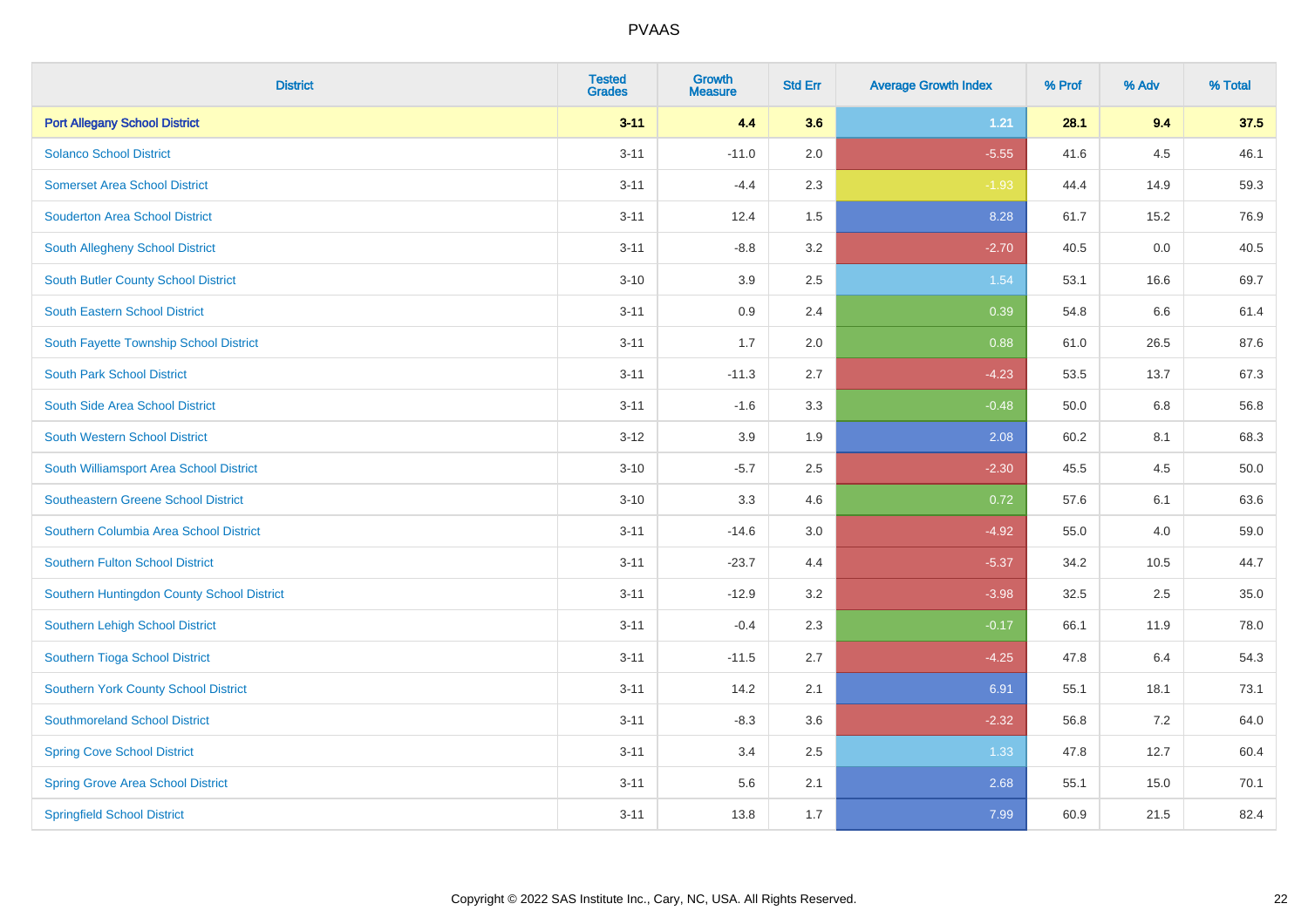| District | Tested Grades | Growth Measure | Std Err | Average Growth Index | % Prof | % Adv | % Total |
|---|---|---|---|---|---|---|---|
| **Port Allegany School District** | **3-11** | **4.4** | **3.6** | **1.21** | **28.1** | **9.4** | **37.5** |
| Solanco School District | 3-11 | -11.0 | 2.0 | -5.55 | 41.6 | 4.5 | 46.1 |
| Somerset Area School District | 3-11 | -4.4 | 2.3 | -1.93 | 44.4 | 14.9 | 59.3 |
| Souderton Area School District | 3-11 | 12.4 | 1.5 | 8.28 | 61.7 | 15.2 | 76.9 |
| South Allegheny School District | 3-11 | -8.8 | 3.2 | -2.70 | 40.5 | 0.0 | 40.5 |
| South Butler County School District | 3-10 | 3.9 | 2.5 | 1.54 | 53.1 | 16.6 | 69.7 |
| South Eastern School District | 3-11 | 0.9 | 2.4 | 0.39 | 54.8 | 6.6 | 61.4 |
| South Fayette Township School District | 3-11 | 1.7 | 2.0 | 0.88 | 61.0 | 26.5 | 87.6 |
| South Park School District | 3-11 | -11.3 | 2.7 | -4.23 | 53.5 | 13.7 | 67.3 |
| South Side Area School District | 3-11 | -1.6 | 3.3 | -0.48 | 50.0 | 6.8 | 56.8 |
| South Western School District | 3-12 | 3.9 | 1.9 | 2.08 | 60.2 | 8.1 | 68.3 |
| South Williamsport Area School District | 3-10 | -5.7 | 2.5 | -2.30 | 45.5 | 4.5 | 50.0 |
| Southeastern Greene School District | 3-10 | 3.3 | 4.6 | 0.72 | 57.6 | 6.1 | 63.6 |
| Southern Columbia Area School District | 3-11 | -14.6 | 3.0 | -4.92 | 55.0 | 4.0 | 59.0 |
| Southern Fulton School District | 3-11 | -23.7 | 4.4 | -5.37 | 34.2 | 10.5 | 44.7 |
| Southern Huntingdon County School District | 3-11 | -12.9 | 3.2 | -3.98 | 32.5 | 2.5 | 35.0 |
| Southern Lehigh School District | 3-11 | -0.4 | 2.3 | -0.17 | 66.1 | 11.9 | 78.0 |
| Southern Tioga School District | 3-11 | -11.5 | 2.7 | -4.25 | 47.8 | 6.4 | 54.3 |
| Southern York County School District | 3-11 | 14.2 | 2.1 | 6.91 | 55.1 | 18.1 | 73.1 |
| Southmoreland School District | 3-11 | -8.3 | 3.6 | -2.32 | 56.8 | 7.2 | 64.0 |
| Spring Cove School District | 3-11 | 3.4 | 2.5 | 1.33 | 47.8 | 12.7 | 60.4 |
| Spring Grove Area School District | 3-11 | 5.6 | 2.1 | 2.68 | 55.1 | 15.0 | 70.1 |
| Springfield School District | 3-11 | 13.8 | 1.7 | 7.99 | 60.9 | 21.5 | 82.4 |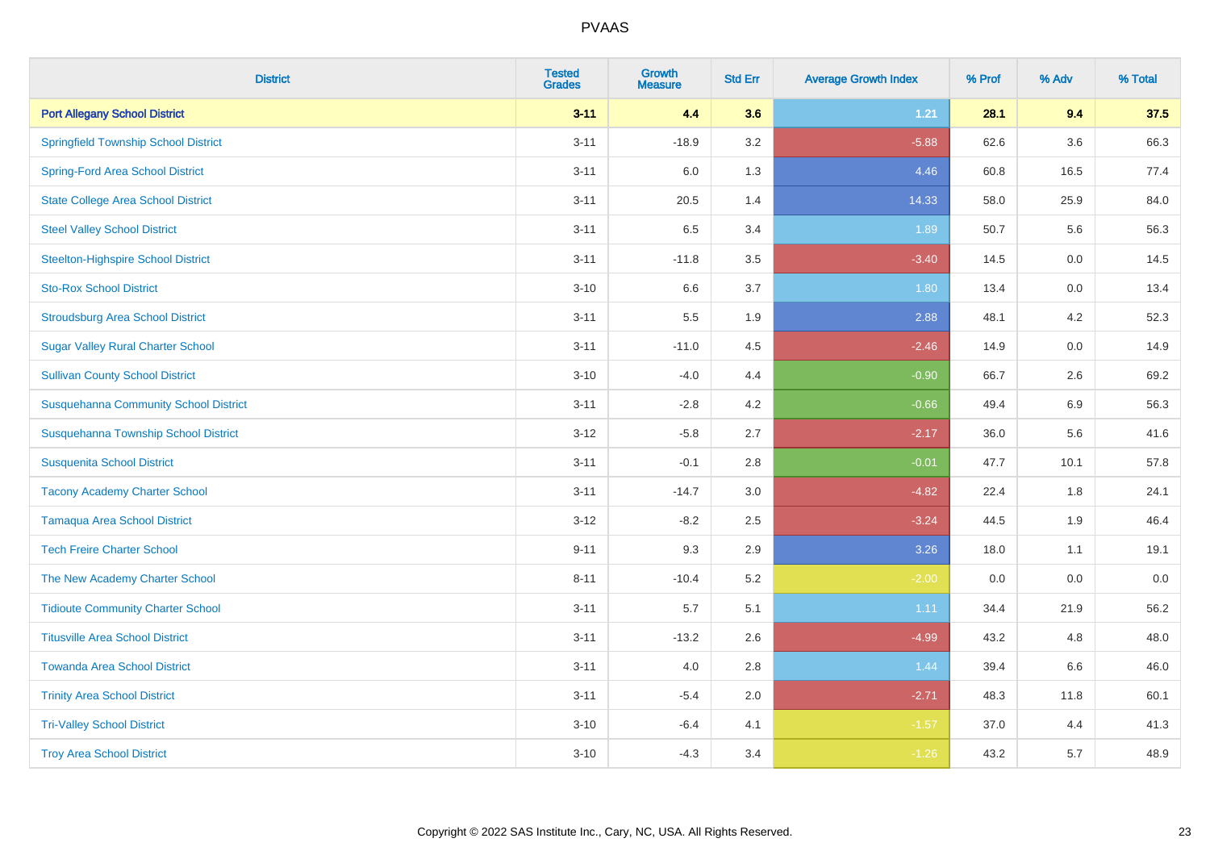# PVAAS

| District | Tested Grades | Growth Measure | Std Err | Average Growth Index | % Prof | % Adv | % Total |
|---|---|---|---|---|---|---|---|
| **Port Allegany School District** | **3-11** | **4.4** | **3.6** | **1.21** | **28.1** | **9.4** | **37.5** |
| Springfield Township School District | 3-11 | -18.9 | 3.2 | -5.88 | 62.6 | 3.6 | 66.3 |
| Spring-Ford Area School District | 3-11 | 6.0 | 1.3 | 4.46 | 60.8 | 16.5 | 77.4 |
| State College Area School District | 3-11 | 20.5 | 1.4 | 14.33 | 58.0 | 25.9 | 84.0 |
| Steel Valley School District | 3-11 | 6.5 | 3.4 | 1.89 | 50.7 | 5.6 | 56.3 |
| Steelton-Highspire School District | 3-11 | -11.8 | 3.5 | -3.40 | 14.5 | 0.0 | 14.5 |
| Sto-Rox School District | 3-10 | 6.6 | 3.7 | 1.80 | 13.4 | 0.0 | 13.4 |
| Stroudsburg Area School District | 3-11 | 5.5 | 1.9 | 2.88 | 48.1 | 4.2 | 52.3 |
| Sugar Valley Rural Charter School | 3-11 | -11.0 | 4.5 | -2.46 | 14.9 | 0.0 | 14.9 |
| Sullivan County School District | 3-10 | -4.0 | 4.4 | -0.90 | 66.7 | 2.6 | 69.2 |
| Susquehanna Community School District | 3-11 | -2.8 | 4.2 | -0.66 | 49.4 | 6.9 | 56.3 |
| Susquehanna Township School District | 3-12 | -5.8 | 2.7 | -2.17 | 36.0 | 5.6 | 41.6 |
| Susquenita School District | 3-11 | -0.1 | 2.8 | -0.01 | 47.7 | 10.1 | 57.8 |
| Tacony Academy Charter School | 3-11 | -14.7 | 3.0 | -4.82 | 22.4 | 1.8 | 24.1 |
| Tamaqua Area School District | 3-12 | -8.2 | 2.5 | -3.24 | 44.5 | 1.9 | 46.4 |
| Tech Freire Charter School | 9-11 | 9.3 | 2.9 | 3.26 | 18.0 | 1.1 | 19.1 |
| The New Academy Charter School | 8-11 | -10.4 | 5.2 | -2.00 | 0.0 | 0.0 | 0.0 |
| Tidioute Community Charter School | 3-11 | 5.7 | 5.1 | 1.11 | 34.4 | 21.9 | 56.2 |
| Titusville Area School District | 3-11 | -13.2 | 2.6 | -4.99 | 43.2 | 4.8 | 48.0 |
| Towanda Area School District | 3-11 | 4.0 | 2.8 | 1.44 | 39.4 | 6.6 | 46.0 |
| Trinity Area School District | 3-11 | -5.4 | 2.0 | -2.71 | 48.3 | 11.8 | 60.1 |
| Tri-Valley School District | 3-10 | -6.4 | 4.1 | -1.57 | 37.0 | 4.4 | 41.3 |
| Troy Area School District | 3-10 | -4.3 | 3.4 | -1.26 | 43.2 | 5.7 | 48.9 |

Copyright © 2022 SAS Institute Inc., Cary, NC, USA. All Rights Reserved.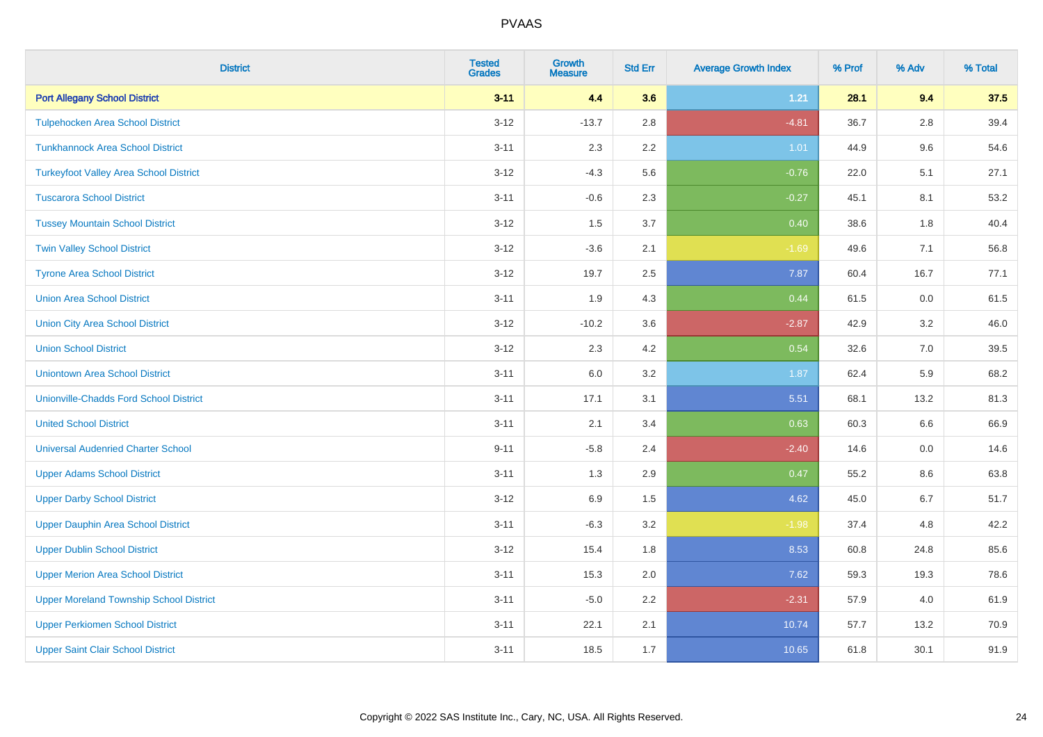| District | Tested Grades | Growth Measure | Std Err | Average Growth Index | % Prof | % Adv | % Total |
|---|---|---|---|---|---|---|---|
| **Port Allegany School District** | **3-11** | **4.4** | **3.6** | **1.21** | **28.1** | **9.4** | **37.5** |
| Tulpehocken Area School District | 3-12 | -13.7 | 2.8 | -4.81 | 36.7 | 2.8 | 39.4 |
| Tunkhannock Area School District | 3-11 | 2.3 | 2.2 | 1.01 | 44.9 | 9.6 | 54.6 |
| Turkeyfoot Valley Area School District | 3-12 | -4.3 | 5.6 | -0.76 | 22.0 | 5.1 | 27.1 |
| Tuscarora School District | 3-11 | -0.6 | 2.3 | -0.27 | 45.1 | 8.1 | 53.2 |
| Tussey Mountain School District | 3-12 | 1.5 | 3.7 | 0.40 | 38.6 | 1.8 | 40.4 |
| Twin Valley School District | 3-12 | -3.6 | 2.1 | -1.69 | 49.6 | 7.1 | 56.8 |
| Tyrone Area School District | 3-12 | 19.7 | 2.5 | 7.87 | 60.4 | 16.7 | 77.1 |
| Union Area School District | 3-11 | 1.9 | 4.3 | 0.44 | 61.5 | 0.0 | 61.5 |
| Union City Area School District | 3-12 | -10.2 | 3.6 | -2.87 | 42.9 | 3.2 | 46.0 |
| Union School District | 3-12 | 2.3 | 4.2 | 0.54 | 32.6 | 7.0 | 39.5 |
| Uniontown Area School District | 3-11 | 6.0 | 3.2 | 1.87 | 62.4 | 5.9 | 68.2 |
| Unionville-Chadds Ford School District | 3-11 | 17.1 | 3.1 | 5.51 | 68.1 | 13.2 | 81.3 |
| United School District | 3-11 | 2.1 | 3.4 | 0.63 | 60.3 | 6.6 | 66.9 |
| Universal Audenried Charter School | 9-11 | -5.8 | 2.4 | -2.40 | 14.6 | 0.0 | 14.6 |
| Upper Adams School District | 3-11 | 1.3 | 2.9 | 0.47 | 55.2 | 8.6 | 63.8 |
| Upper Darby School District | 3-12 | 6.9 | 1.5 | 4.62 | 45.0 | 6.7 | 51.7 |
| Upper Dauphin Area School District | 3-11 | -6.3 | 3.2 | -1.98 | 37.4 | 4.8 | 42.2 |
| Upper Dublin School District | 3-12 | 15.4 | 1.8 | 8.53 | 60.8 | 24.8 | 85.6 |
| Upper Merion Area School District | 3-11 | 15.3 | 2.0 | 7.62 | 59.3 | 19.3 | 78.6 |
| Upper Moreland Township School District | 3-11 | -5.0 | 2.2 | -2.31 | 57.9 | 4.0 | 61.9 |
| Upper Perkiomen School District | 3-11 | 22.1 | 2.1 | 10.74 | 57.7 | 13.2 | 70.9 |
| Upper Saint Clair School District | 3-11 | 18.5 | 1.7 | 10.65 | 61.8 | 30.1 | 91.9 |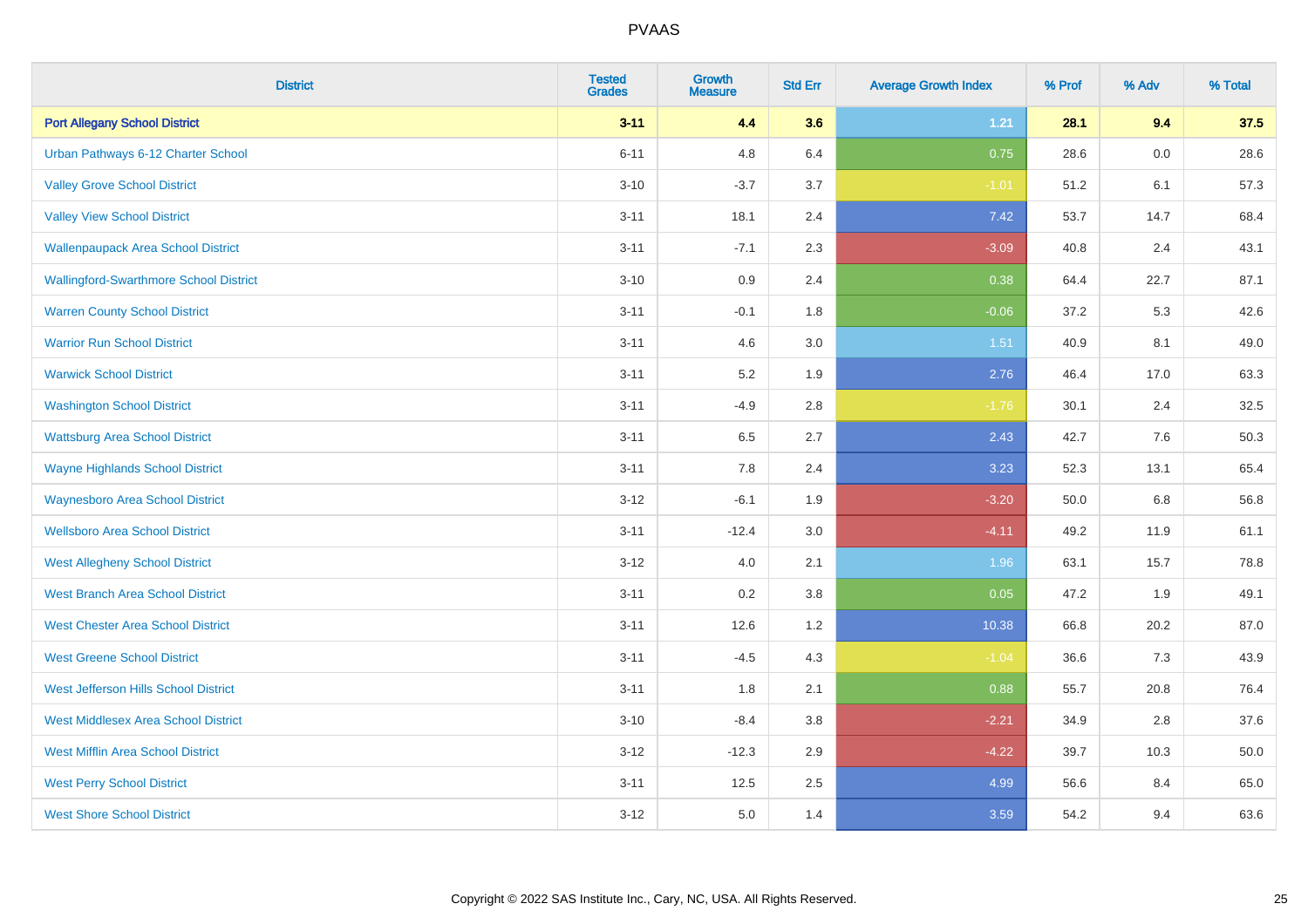| District | Tested Grades | Growth Measure | Std Err | Average Growth Index | % Prof | % Adv | % Total |
|---|---|---|---|---|---|---|---|
| **Port Allegany School District** | **3-11** | **4.4** | **3.6** | **1.21** | **28.1** | **9.4** | **37.5** |
| Urban Pathways 6-12 Charter School | 6-11 | 4.8 | 6.4 | 0.75 | 28.6 | 0.0 | 28.6 |
| Valley Grove School District | 3-10 | -3.7 | 3.7 | -1.01 | 51.2 | 6.1 | 57.3 |
| Valley View School District | 3-11 | 18.1 | 2.4 | 7.42 | 53.7 | 14.7 | 68.4 |
| Wallenpaupack Area School District | 3-11 | -7.1 | 2.3 | -3.09 | 40.8 | 2.4 | 43.1 |
| Wallingford-Swarthmore School District | 3-10 | 0.9 | 2.4 | 0.38 | 64.4 | 22.7 | 87.1 |
| Warren County School District | 3-11 | -0.1 | 1.8 | -0.06 | 37.2 | 5.3 | 42.6 |
| Warrior Run School District | 3-11 | 4.6 | 3.0 | 1.51 | 40.9 | 8.1 | 49.0 |
| Warwick School District | 3-11 | 5.2 | 1.9 | 2.76 | 46.4 | 17.0 | 63.3 |
| Washington School District | 3-11 | -4.9 | 2.8 | -1.76 | 30.1 | 2.4 | 32.5 |
| Wattsburg Area School District | 3-11 | 6.5 | 2.7 | 2.43 | 42.7 | 7.6 | 50.3 |
| Wayne Highlands School District | 3-11 | 7.8 | 2.4 | 3.23 | 52.3 | 13.1 | 65.4 |
| Waynesboro Area School District | 3-12 | -6.1 | 1.9 | -3.20 | 50.0 | 6.8 | 56.8 |
| Wellsboro Area School District | 3-11 | -12.4 | 3.0 | -4.11 | 49.2 | 11.9 | 61.1 |
| West Allegheny School District | 3-12 | 4.0 | 2.1 | 1.96 | 63.1 | 15.7 | 78.8 |
| West Branch Area School District | 3-11 | 0.2 | 3.8 | 0.05 | 47.2 | 1.9 | 49.1 |
| West Chester Area School District | 3-11 | 12.6 | 1.2 | 10.38 | 66.8 | 20.2 | 87.0 |
| West Greene School District | 3-11 | -4.5 | 4.3 | -1.04 | 36.6 | 7.3 | 43.9 |
| West Jefferson Hills School District | 3-11 | 1.8 | 2.1 | 0.88 | 55.7 | 20.8 | 76.4 |
| West Middlesex Area School District | 3-10 | -8.4 | 3.8 | -2.21 | 34.9 | 2.8 | 37.6 |
| West Mifflin Area School District | 3-12 | -12.3 | 2.9 | -4.22 | 39.7 | 10.3 | 50.0 |
| West Perry School District | 3-11 | 12.5 | 2.5 | 4.99 | 56.6 | 8.4 | 65.0 |
| West Shore School District | 3-12 | 5.0 | 1.4 | 3.59 | 54.2 | 9.4 | 63.6 |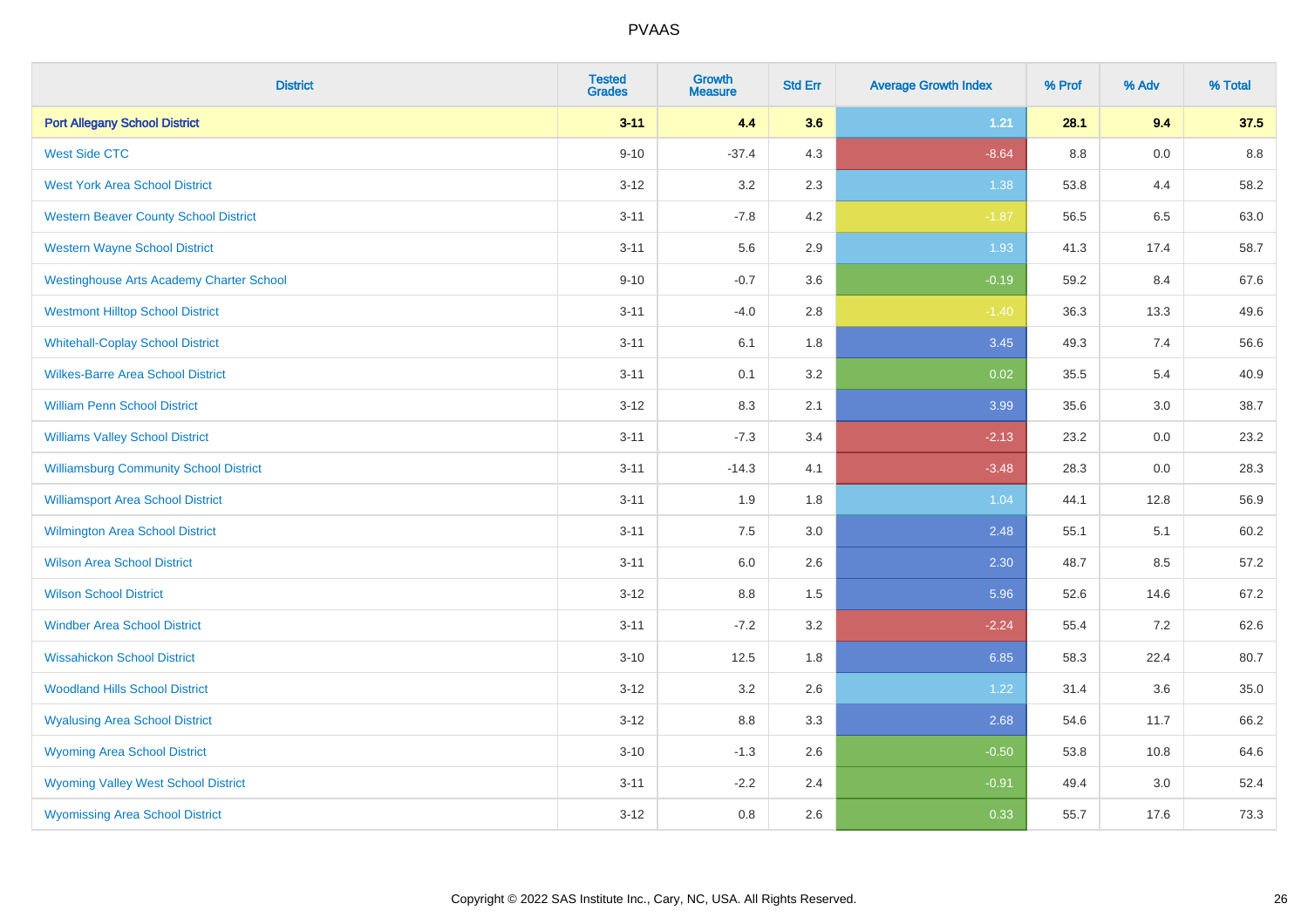PVAAS

| District | Tested Grades | Growth Measure | Std Err | Average Growth Index | % Prof | % Adv | % Total |
|---|---|---|---|---|---|---|---|
| **Port Allegany School District** | **3-11** | **4.4** | **3.6** | **1.21** | **28.1** | **9.4** | **37.5** |
| West Side CTC | 9-10 | -37.4 | 4.3 | -8.64 | 8.8 | 0.0 | 8.8 |
| West York Area School District | 3-12 | 3.2 | 2.3 | 1.38 | 53.8 | 4.4 | 58.2 |
| Western Beaver County School District | 3-11 | -7.8 | 4.2 | -1.87 | 56.5 | 6.5 | 63.0 |
| Western Wayne School District | 3-11 | 5.6 | 2.9 | 1.93 | 41.3 | 17.4 | 58.7 |
| Westinghouse Arts Academy Charter School | 9-10 | -0.7 | 3.6 | -0.19 | 59.2 | 8.4 | 67.6 |
| Westmont Hilltop School District | 3-11 | -4.0 | 2.8 | -1.40 | 36.3 | 13.3 | 49.6 |
| Whitehall-Coplay School District | 3-11 | 6.1 | 1.8 | 3.45 | 49.3 | 7.4 | 56.6 |
| Wilkes-Barre Area School District | 3-11 | 0.1 | 3.2 | 0.02 | 35.5 | 5.4 | 40.9 |
| William Penn School District | 3-12 | 8.3 | 2.1 | 3.99 | 35.6 | 3.0 | 38.7 |
| Williams Valley School District | 3-11 | -7.3 | 3.4 | -2.13 | 23.2 | 0.0 | 23.2 |
| Williamsburg Community School District | 3-11 | -14.3 | 4.1 | -3.48 | 28.3 | 0.0 | 28.3 |
| Williamsport Area School District | 3-11 | 1.9 | 1.8 | 1.04 | 44.1 | 12.8 | 56.9 |
| Wilmington Area School District | 3-11 | 7.5 | 3.0 | 2.48 | 55.1 | 5.1 | 60.2 |
| Wilson Area School District | 3-11 | 6.0 | 2.6 | 2.30 | 48.7 | 8.5 | 57.2 |
| Wilson School District | 3-12 | 8.8 | 1.5 | 5.96 | 52.6 | 14.6 | 67.2 |
| Windber Area School District | 3-11 | -7.2 | 3.2 | -2.24 | 55.4 | 7.2 | 62.6 |
| Wissahickon School District | 3-10 | 12.5 | 1.8 | 6.85 | 58.3 | 22.4 | 80.7 |
| Woodland Hills School District | 3-12 | 3.2 | 2.6 | 1.22 | 31.4 | 3.6 | 35.0 |
| Wyalusing Area School District | 3-12 | 8.8 | 3.3 | 2.68 | 54.6 | 11.7 | 66.2 |
| Wyoming Area School District | 3-10 | -1.3 | 2.6 | -0.50 | 53.8 | 10.8 | 64.6 |
| Wyoming Valley West School District | 3-11 | -2.2 | 2.4 | -0.91 | 49.4 | 3.0 | 52.4 |
| Wyomissing Area School District | 3-12 | 0.8 | 2.6 | 0.33 | 55.7 | 17.6 | 73.3 |

Copyright © 2022 SAS Institute Inc., Cary, NC, USA. All Rights Reserved.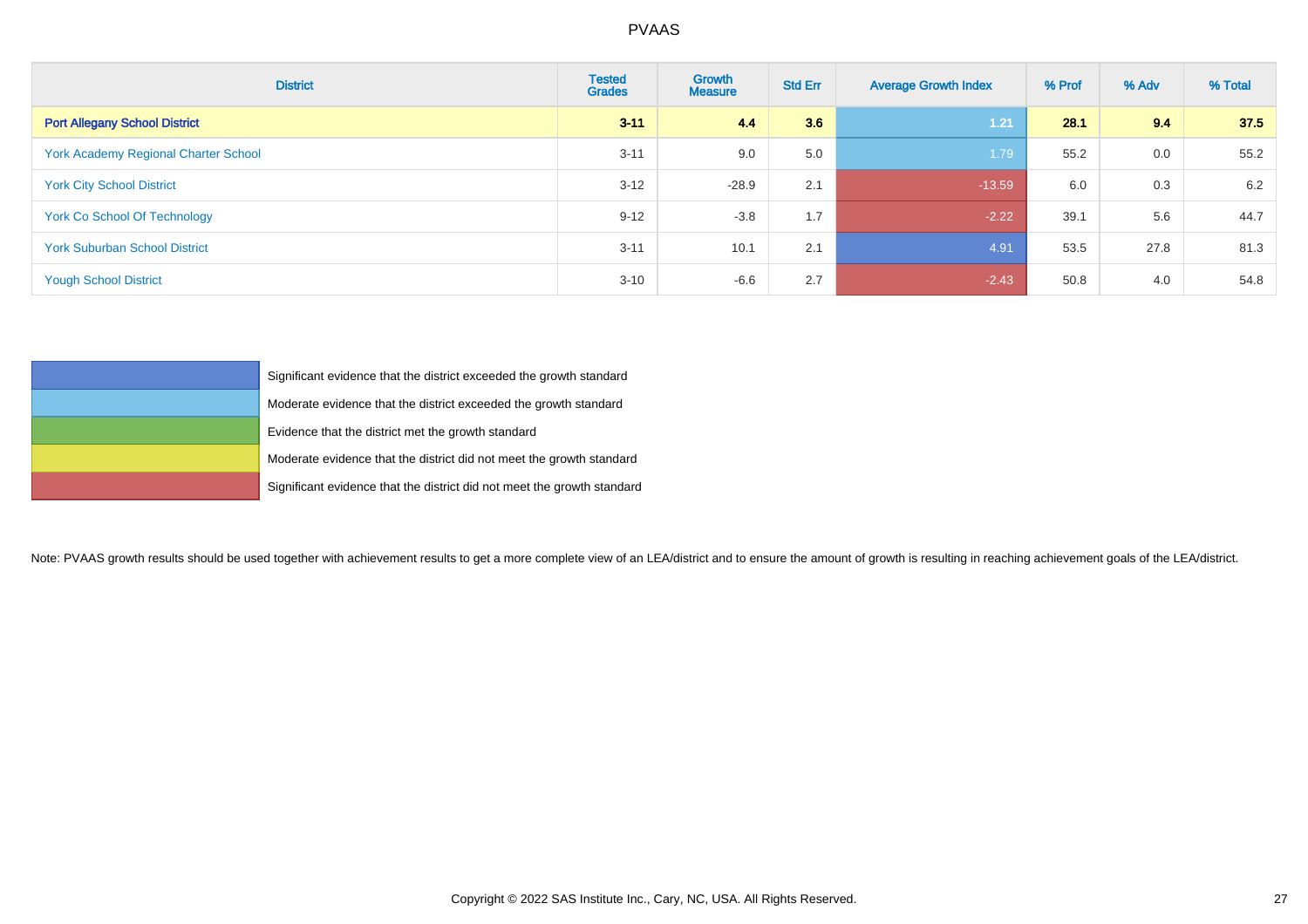PVAAS

| District | Tested Grades | Growth Measure | Std Err | Average Growth Index | % Prof | % Adv | % Total |
|---|---|---|---|---|---|---|---|
| **Port Allegany School District** | **3-11** | **4.4** | **3.6** | **1.21** | **28.1** | **9.4** | **37.5** |
| York Academy Regional Charter School | 3-11 | 9.0 | 5.0 | 1.79 | 55.2 | 0.0 | 55.2 |
| York City School District | 3-12 | -28.9 | 2.1 | -13.59 | 6.0 | 0.3 | 6.2 |
| York Co School Of Technology | 9-12 | -3.8 | 1.7 | -2.22 | 39.1 | 5.6 | 44.7 |
| York Suburban School District | 3-11 | 10.1 | 2.1 | 4.91 | 53.5 | 27.8 | 81.3 |
| Yough School District | 3-10 | -6.6 | 2.7 | -2.43 | 50.8 | 4.0 | 54.8 |

- Significant evidence that the district exceeded the growth standard
- Moderate evidence that the district exceeded the growth standard
- Evidence that the district met the growth standard
- Moderate evidence that the district did not meet the growth standard
- Significant evidence that the district did not meet the growth standard

Note: PVAAS growth results should be used together with achievement results to get a more complete view of an LEA/district and to ensure the amount of growth is resulting in reaching achievement goals of the LEA/district.

Copyright © 2022 SAS Institute Inc., Cary, NC, USA. All Rights Reserved.